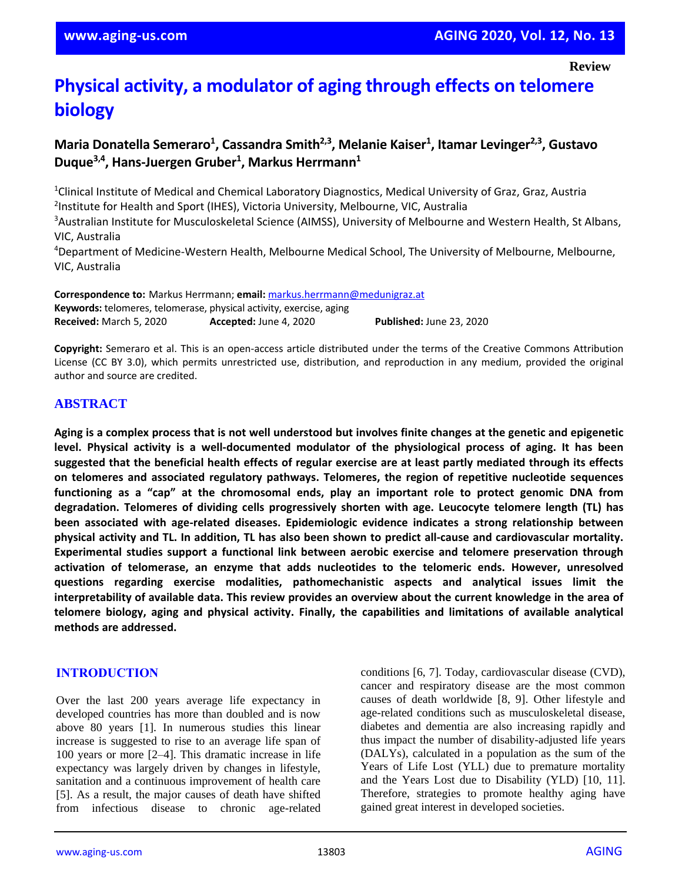**Review**

# Physical activity, a modulator of aging through effects on telomere biology

**Maria Donatella Semeraro[1], Cassandra Smith[2,3], Melanie Kaiser[1], Itamar Levinger[2,3], Gustavo Duque[3,4], Hans-Juergen Gruber[1], Markus Herrmann[1]**

[1]Clinical Institute of Medical and Chemical Laboratory Diagnostics, Medical University of Graz, Graz, Austria
[2]Institute for Health and Sport (IHES), Victoria University, Melbourne, VIC, Australia
[3]Australian Institute for Musculoskeletal Science (AIMSS), University of Melbourne and Western Health, St Albans, VIC, Australia
[4]Department of Medicine-Western Health, Melbourne Medical School, The University of Melbourne, Melbourne, VIC, Australia

**Correspondence to:** Markus Herrmann; **email:** markus.herrmann@medunigraz.at
**Keywords:** telomeres, telomerase, physical activity, exercise, aging
**Received:** March 5, 2020 **Accepted:** June 4, 2020 **Published:** June 23, 2020

**Copyright:** Semeraro et al. This is an open-access article distributed under the terms of the Creative Commons Attribution License (CC BY 3.0), which permits unrestricted use, distribution, and reproduction in any medium, provided the original author and source are credited.

## ABSTRACT

**Aging is a complex process that is not well understood but involves finite changes at the genetic and epigenetic level. Physical activity is a well-documented modulator of the physiological process of aging. It has been suggested that the beneficial health effects of regular exercise are at least partly mediated through its effects on telomeres and associated regulatory pathways. Telomeres, the region of repetitive nucleotide sequences functioning as a "cap" at the chromosomal ends, play an important role to protect genomic DNA from degradation. Telomeres of dividing cells progressively shorten with age. Leucocyte telomere length (TL) has been associated with age-related diseases. Epidemiologic evidence indicates a strong relationship between physical activity and TL. In addition, TL has also been shown to predict all-cause and cardiovascular mortality. Experimental studies support a functional link between aerobic exercise and telomere preservation through activation of telomerase, an enzyme that adds nucleotides to the telomeric ends. However, unresolved questions regarding exercise modalities, pathomechanistic aspects and analytical issues limit the interpretability of available data. This review provides an overview about the current knowledge in the area of telomere biology, aging and physical activity. Finally, the capabilities and limitations of available analytical methods are addressed.**

## INTRODUCTION

Over the last 200 years average life expectancy in developed countries has more than doubled and is now above 80 years [1]. In numerous studies this linear increase is suggested to rise to an average life span of 100 years or more [2–4]. This dramatic increase in life expectancy was largely driven by changes in lifestyle, sanitation and a continuous improvement of health care [5]. As a result, the major causes of death have shifted from infectious disease to chronic age-related conditions [6, 7]. Today, cardiovascular disease (CVD), cancer and respiratory disease are the most common causes of death worldwide [8, 9]. Other lifestyle and age-related conditions such as musculoskeletal disease, diabetes and dementia are also increasing rapidly and thus impact the number of disability-adjusted life years (DALYs), calculated in a population as the sum of the Years of Life Lost (YLL) due to premature mortality and the Years Lost due to Disability (YLD) [10, 11]. Therefore, strategies to promote healthy aging have gained great interest in developed societies.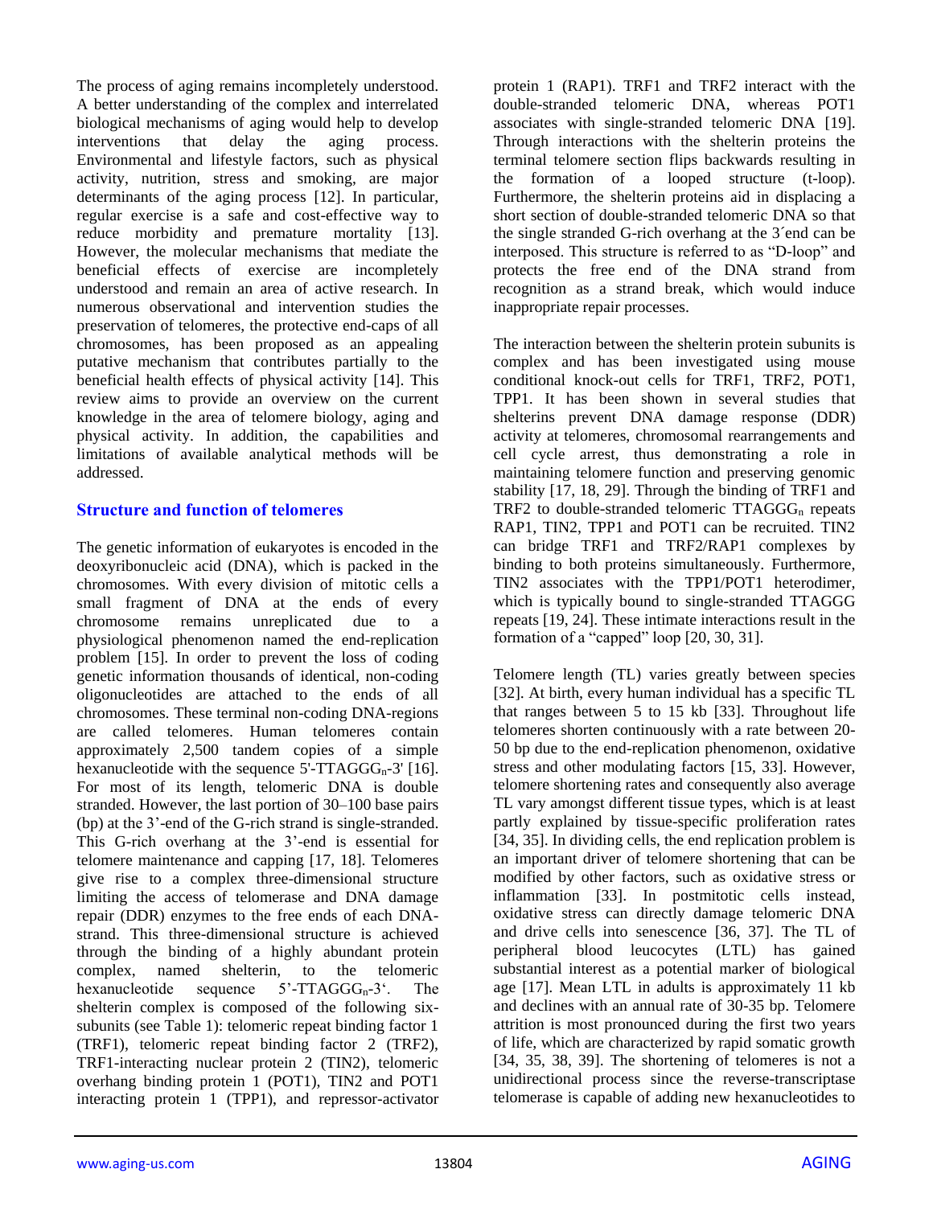The process of aging remains incompletely understood. A better understanding of the complex and interrelated biological mechanisms of aging would help to develop interventions that delay the aging process. Environmental and lifestyle factors, such as physical activity, nutrition, stress and smoking, are major determinants of the aging process [12]. In particular, regular exercise is a safe and cost-effective way to reduce morbidity and premature mortality [13]. However, the molecular mechanisms that mediate the beneficial effects of exercise are incompletely understood and remain an area of active research. In numerous observational and intervention studies the preservation of telomeres, the protective end-caps of all chromosomes, has been proposed as an appealing putative mechanism that contributes partially to the beneficial health effects of physical activity [14]. This review aims to provide an overview on the current knowledge in the area of telomere biology, aging and physical activity. In addition, the capabilities and limitations of available analytical methods will be addressed.

## Structure and function of telomeres

The genetic information of eukaryotes is encoded in the deoxyribonucleic acid (DNA), which is packed in the chromosomes. With every division of mitotic cells a small fragment of DNA at the ends of every chromosome remains unreplicated due to a physiological phenomenon named the end-replication problem [15]. In order to prevent the loss of coding genetic information thousands of identical, non-coding oligonucleotides are attached to the ends of all chromosomes. These terminal non-coding DNA-regions are called telomeres. Human telomeres contain approximately 2,500 tandem copies of a simple hexanucleotide with the sequence 5'-$TTAGGG_n$-3' [16]. For most of its length, telomeric DNA is double stranded. However, the last portion of 30–100 base pairs (bp) at the 3'-end of the G-rich strand is single-stranded. This G-rich overhang at the 3'-end is essential for telomere maintenance and capping [17, 18]. Telomeres give rise to a complex three-dimensional structure limiting the access of telomerase and DNA damage repair (DDR) enzymes to the free ends of each DNA-strand. This three-dimensional structure is achieved through the binding of a highly abundant protein complex, named shelterin, to the telomeric hexanucleotide sequence 5'-$TTAGGG_n$-3'. The shelterin complex is composed of the following six-subunits (see Table 1): telomeric repeat binding factor 1 (TRF1), telomeric repeat binding factor 2 (TRF2), TRF1-interacting nuclear protein 2 (TIN2), telomeric overhang binding protein 1 (POT1), TIN2 and POT1 interacting protein 1 (TPP1), and repressor-activator protein 1 (RAP1). TRF1 and TRF2 interact with the double-stranded telomeric DNA, whereas POT1 associates with single-stranded telomeric DNA [19]. Through interactions with the shelterin proteins the terminal telomere section flips backwards resulting in the formation of a looped structure (t-loop). Furthermore, the shelterin proteins aid in displacing a short section of double-stranded telomeric DNA so that the single stranded G-rich overhang at the 3´end can be interposed. This structure is referred to as "D-loop" and protects the free end of the DNA strand from recognition as a strand break, which would induce inappropriate repair processes.

The interaction between the shelterin protein subunits is complex and has been investigated using mouse conditional knock-out cells for TRF1, TRF2, POT1, TPP1. It has been shown in several studies that shelterins prevent DNA damage response (DDR) activity at telomeres, chromosomal rearrangements and cell cycle arrest, thus demonstrating a role in maintaining telomere function and preserving genomic stability [17, 18, 29]. Through the binding of TRF1 and TRF2 to double-stranded telomeric $TTAGGG_n$ repeats RAP1, TIN2, TPP1 and POT1 can be recruited. TIN2 can bridge TRF1 and TRF2/RAP1 complexes by binding to both proteins simultaneously. Furthermore, TIN2 associates with the TPP1/POT1 heterodimer, which is typically bound to single-stranded TTAGGG repeats [19, 24]. These intimate interactions result in the formation of a "capped" loop [20, 30, 31].

Telomere length (TL) varies greatly between species [32]. At birth, every human individual has a specific TL that ranges between 5 to 15 kb [33]. Throughout life telomeres shorten continuously with a rate between 20-50 bp due to the end-replication phenomenon, oxidative stress and other modulating factors [15, 33]. However, telomere shortening rates and consequently also average TL vary amongst different tissue types, which is at least partly explained by tissue-specific proliferation rates [34, 35]. In dividing cells, the end replication problem is an important driver of telomere shortening that can be modified by other factors, such as oxidative stress or inflammation [33]. In postmitotic cells instead, oxidative stress can directly damage telomeric DNA and drive cells into senescence [36, 37]. The TL of peripheral blood leucocytes (LTL) has gained substantial interest as a potential marker of biological age [17]. Mean LTL in adults is approximately 11 kb and declines with an annual rate of 30-35 bp. Telomere attrition is most pronounced during the first two years of life, which are characterized by rapid somatic growth [34, 35, 38, 39]. The shortening of telomeres is not a unidirectional process since the reverse-transcriptase telomerase is capable of adding new hexanucleotides to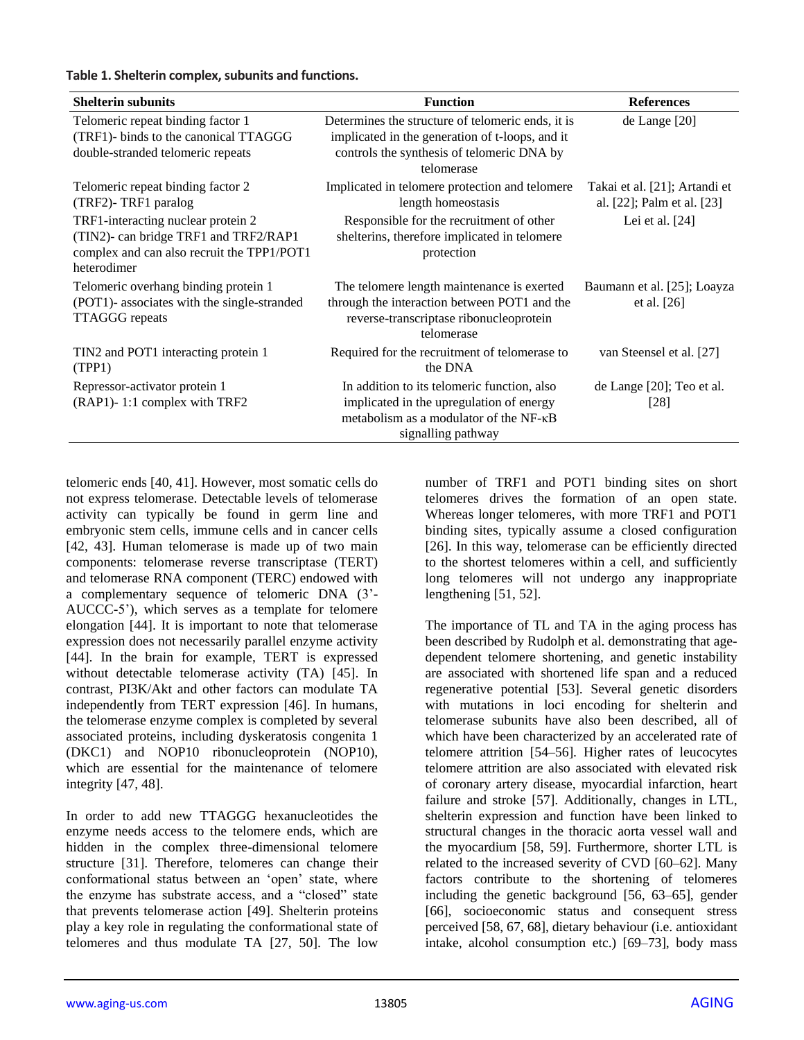**Table 1. Shelterin complex, subunits and functions.**

| Shelterin subunits | Function | References |
|---|---|---|
| Telomeric repeat binding factor 1 (TRF1)- binds to the canonical TTAGGG double-stranded telomeric repeats | Determines the structure of telomeric ends, it is implicated in the generation of t-loops, and it controls the synthesis of telomeric DNA by telomerase | de Lange [20] |
| Telomeric repeat binding factor 2 (TRF2)- TRF1 paralog | Implicated in telomere protection and telomere length homeostasis | Takai et al. [21]; Artandi et al. [22]; Palm et al. [23] |
| TRF1-interacting nuclear protein 2 (TIN2)- can bridge TRF1 and TRF2/RAP1 complex and can also recruit the TPP1/POT1 heterodimer | Responsible for the recruitment of other shelterins, therefore implicated in telomere protection | Lei et al. [24] |
| Telomeric overhang binding protein 1 (POT1)- associates with the single-stranded TTAGGG repeats | The telomere length maintenance is exerted through the interaction between POT1 and the reverse-transcriptase ribonucleoprotein telomerase | Baumann et al. [25]; Loayza et al. [26] |
| TIN2 and POT1 interacting protein 1 (TPP1) | Required for the recruitment of telomerase to the DNA | van Steensel et al. [27] |
| Repressor-activator protein 1 (RAP1)- 1:1 complex with TRF2 | In addition to its telomeric function, also implicated in the upregulation of energy metabolism as a modulator of the NF-κB signalling pathway | de Lange [20]; Teo et al. [28] |

telomeric ends [40, 41]. However, most somatic cells do not express telomerase. Detectable levels of telomerase activity can typically be found in germ line and embryonic stem cells, immune cells and in cancer cells [42, 43]. Human telomerase is made up of two main components: telomerase reverse transcriptase (TERT) and telomerase RNA component (TERC) endowed with a complementary sequence of telomeric DNA (3'-AUCCC-5'), which serves as a template for telomere elongation [44]. It is important to note that telomerase expression does not necessarily parallel enzyme activity [44]. In the brain for example, TERT is expressed without detectable telomerase activity (TA) [45]. In contrast, PI3K/Akt and other factors can modulate TA independently from TERT expression [46]. In humans, the telomerase enzyme complex is completed by several associated proteins, including dyskeratosis congenita 1 (DKC1) and NOP10 ribonucleoprotein (NOP10), which are essential for the maintenance of telomere integrity [47, 48].

In order to add new TTAGGG hexanucleotides the enzyme needs access to the telomere ends, which are hidden in the complex three-dimensional telomere structure [31]. Therefore, telomeres can change their conformational status between an 'open' state, where the enzyme has substrate access, and a "closed" state that prevents telomerase action [49]. Shelterin proteins play a key role in regulating the conformational state of telomeres and thus modulate TA [27, 50]. The low number of TRF1 and POT1 binding sites on short telomeres drives the formation of an open state. Whereas longer telomeres, with more TRF1 and POT1 binding sites, typically assume a closed configuration [26]. In this way, telomerase can be efficiently directed to the shortest telomeres within a cell, and sufficiently long telomeres will not undergo any inappropriate lengthening [51, 52].

The importance of TL and TA in the aging process has been described by Rudolph et al. demonstrating that age-dependent telomere shortening, and genetic instability are associated with shortened life span and a reduced regenerative potential [53]. Several genetic disorders with mutations in loci encoding for shelterin and telomerase subunits have also been described, all of which have been characterized by an accelerated rate of telomere attrition [54–56]. Higher rates of leucocytes telomere attrition are also associated with elevated risk of coronary artery disease, myocardial infarction, heart failure and stroke [57]. Additionally, changes in LTL, shelterin expression and function have been linked to structural changes in the thoracic aorta vessel wall and the myocardium [58, 59]. Furthermore, shorter LTL is related to the increased severity of CVD [60–62]. Many factors contribute to the shortening of telomeres including the genetic background [56, 63–65], gender [66], socioeconomic status and consequent stress perceived [58, 67, 68], dietary behaviour (i.e. antioxidant intake, alcohol consumption etc.) [69–73], body mass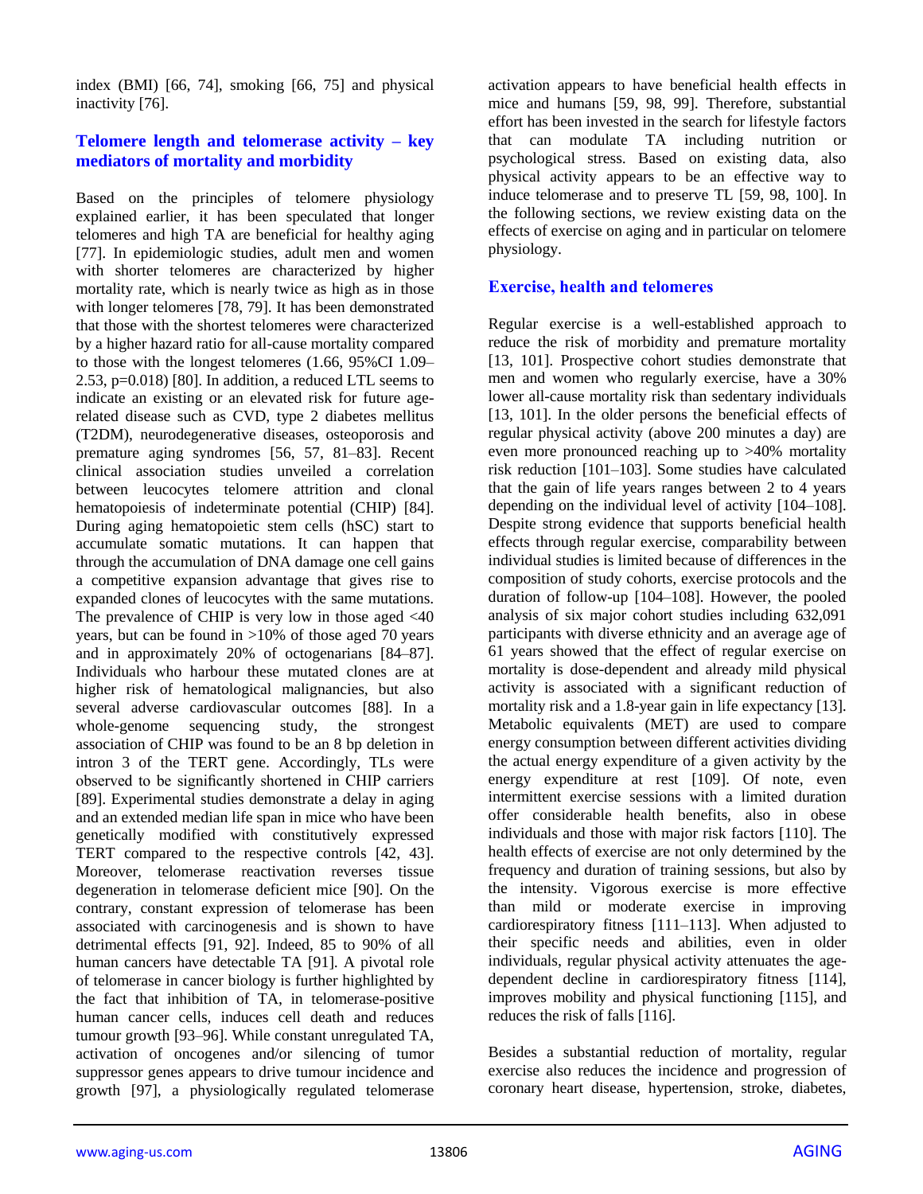index (BMI) [66, 74], smoking [66, 75] and physical inactivity [76].

## Telomere length and telomerase activity – key mediators of mortality and morbidity

Based on the principles of telomere physiology explained earlier, it has been speculated that longer telomeres and high TA are beneficial for healthy aging [77]. In epidemiologic studies, adult men and women with shorter telomeres are characterized by higher mortality rate, which is nearly twice as high as in those with longer telomeres [78, 79]. It has been demonstrated that those with the shortest telomeres were characterized by a higher hazard ratio for all-cause mortality compared to those with the longest telomeres (1.66, 95%CI 1.09–2.53, p=0.018) [80]. In addition, a reduced LTL seems to indicate an existing or an elevated risk for future age-related disease such as CVD, type 2 diabetes mellitus (T2DM), neurodegenerative diseases, osteoporosis and premature aging syndromes [56, 57, 81–83]. Recent clinical association studies unveiled a correlation between leucocytes telomere attrition and clonal hematopoiesis of indeterminate potential (CHIP) [84]. During aging hematopoietic stem cells (hSC) start to accumulate somatic mutations. It can happen that through the accumulation of DNA damage one cell gains a competitive expansion advantage that gives rise to expanded clones of leucocytes with the same mutations. The prevalence of CHIP is very low in those aged <40 years, but can be found in >10% of those aged 70 years and in approximately 20% of octogenarians [84–87]. Individuals who harbour these mutated clones are at higher risk of hematological malignancies, but also several adverse cardiovascular outcomes [88]. In a whole-genome sequencing study, the strongest association of CHIP was found to be an 8 bp deletion in intron 3 of the TERT gene. Accordingly, TLs were observed to be significantly shortened in CHIP carriers [89]. Experimental studies demonstrate a delay in aging and an extended median life span in mice who have been genetically modified with constitutively expressed TERT compared to the respective controls [42, 43]. Moreover, telomerase reactivation reverses tissue degeneration in telomerase deficient mice [90]. On the contrary, constant expression of telomerase has been associated with carcinogenesis and is shown to have detrimental effects [91, 92]. Indeed, 85 to 90% of all human cancers have detectable TA [91]. A pivotal role of telomerase in cancer biology is further highlighted by the fact that inhibition of TA, in telomerase-positive human cancer cells, induces cell death and reduces tumour growth [93–96]. While constant unregulated TA, activation of oncogenes and/or silencing of tumor suppressor genes appears to drive tumour incidence and growth [97], a physiologically regulated telomerase activation appears to have beneficial health effects in mice and humans [59, 98, 99]. Therefore, substantial effort has been invested in the search for lifestyle factors that can modulate TA including nutrition or psychological stress. Based on existing data, also physical activity appears to be an effective way to induce telomerase and to preserve TL [59, 98, 100]. In the following sections, we review existing data on the effects of exercise on aging and in particular on telomere physiology.

## Exercise, health and telomeres

Regular exercise is a well-established approach to reduce the risk of morbidity and premature mortality [13, 101]. Prospective cohort studies demonstrate that men and women who regularly exercise, have a 30% lower all-cause mortality risk than sedentary individuals [13, 101]. In the older persons the beneficial effects of regular physical activity (above 200 minutes a day) are even more pronounced reaching up to >40% mortality risk reduction [101–103]. Some studies have calculated that the gain of life years ranges between 2 to 4 years depending on the individual level of activity [104–108]. Despite strong evidence that supports beneficial health effects through regular exercise, comparability between individual studies is limited because of differences in the composition of study cohorts, exercise protocols and the duration of follow-up [104–108]. However, the pooled analysis of six major cohort studies including 632,091 participants with diverse ethnicity and an average age of 61 years showed that the effect of regular exercise on mortality is dose-dependent and already mild physical activity is associated with a significant reduction of mortality risk and a 1.8-year gain in life expectancy [13]. Metabolic equivalents (MET) are used to compare energy consumption between different activities dividing the actual energy expenditure of a given activity by the energy expenditure at rest [109]. Of note, even intermittent exercise sessions with a limited duration offer considerable health benefits, also in obese individuals and those with major risk factors [110]. The health effects of exercise are not only determined by the frequency and duration of training sessions, but also by the intensity. Vigorous exercise is more effective than mild or moderate exercise in improving cardiorespiratory fitness [111–113]. When adjusted to their specific needs and abilities, even in older individuals, regular physical activity attenuates the age-dependent decline in cardiorespiratory fitness [114], improves mobility and physical functioning [115], and reduces the risk of falls [116].

Besides a substantial reduction of mortality, regular exercise also reduces the incidence and progression of coronary heart disease, hypertension, stroke, diabetes,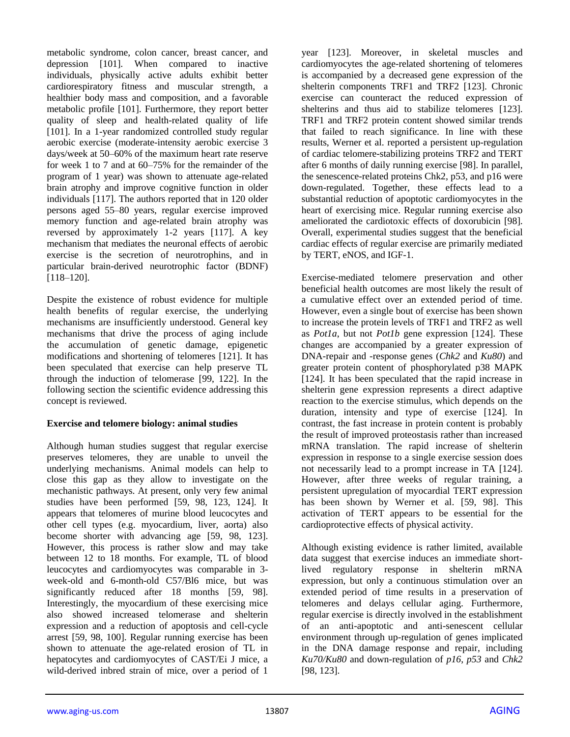metabolic syndrome, colon cancer, breast cancer, and depression [101]. When compared to inactive individuals, physically active adults exhibit better cardiorespiratory fitness and muscular strength, a healthier body mass and composition, and a favorable metabolic profile [101]. Furthermore, they report better quality of sleep and health-related quality of life [101]. In a 1-year randomized controlled study regular aerobic exercise (moderate-intensity aerobic exercise 3 days/week at 50–60% of the maximum heart rate reserve for week 1 to 7 and at 60–75% for the remainder of the program of 1 year) was shown to attenuate age-related brain atrophy and improve cognitive function in older individuals [117]. The authors reported that in 120 older persons aged 55–80 years, regular exercise improved memory function and age-related brain atrophy was reversed by approximately 1-2 years [117]. A key mechanism that mediates the neuronal effects of aerobic exercise is the secretion of neurotrophins, and in particular brain-derived neurotrophic factor (BDNF) [118–120].

Despite the existence of robust evidence for multiple health benefits of regular exercise, the underlying mechanisms are insufficiently understood. General key mechanisms that drive the process of aging include the accumulation of genetic damage, epigenetic modifications and shortening of telomeres [121]. It has been speculated that exercise can help preserve TL through the induction of telomerase [99, 122]. In the following section the scientific evidence addressing this concept is reviewed.

**Exercise and telomere biology: animal studies**

Although human studies suggest that regular exercise preserves telomeres, they are unable to unveil the underlying mechanisms. Animal models can help to close this gap as they allow to investigate on the mechanistic pathways. At present, only very few animal studies have been performed [59, 98, 123, 124]. It appears that telomeres of murine blood leucocytes and other cell types (e.g. myocardium, liver, aorta) also become shorter with advancing age [59, 98, 123]. However, this process is rather slow and may take between 12 to 18 months. For example, TL of blood leucocytes and cardiomyocytes was comparable in 3-week-old and 6-month-old C57/Bl6 mice, but was significantly reduced after 18 months [59, 98]. Interestingly, the myocardium of these exercising mice also showed increased telomerase and shelterin expression and a reduction of apoptosis and cell-cycle arrest [59, 98, 100]. Regular running exercise has been shown to attenuate the age-related erosion of TL in hepatocytes and cardiomyocytes of CAST/Ei J mice, a wild-derived inbred strain of mice, over a period of 1 year [123]. Moreover, in skeletal muscles and cardiomyocytes the age-related shortening of telomeres is accompanied by a decreased gene expression of the shelterin components TRF1 and TRF2 [123]. Chronic exercise can counteract the reduced expression of shelterins and thus aid to stabilize telomeres [123]. TRF1 and TRF2 protein content showed similar trends that failed to reach significance. In line with these results, Werner et al. reported a persistent up-regulation of cardiac telomere-stabilizing proteins TRF2 and TERT after 6 months of daily running exercise [98]. In parallel, the senescence-related proteins Chk2, p53, and p16 were down-regulated. Together, these effects lead to a substantial reduction of apoptotic cardiomyocytes in the heart of exercising mice. Regular running exercise also ameliorated the cardiotoxic effects of doxorubicin [98]. Overall, experimental studies suggest that the beneficial cardiac effects of regular exercise are primarily mediated by TERT, eNOS, and IGF-1.

Exercise-mediated telomere preservation and other beneficial health outcomes are most likely the result of a cumulative effect over an extended period of time. However, even a single bout of exercise has been shown to increase the protein levels of TRF1 and TRF2 as well as *Pot1a*, but not *Pot1b* gene expression [124]. These changes are accompanied by a greater expression of DNA-repair and -response genes (*Chk2* and *Ku80*) and greater protein content of phosphorylated p38 MAPK [124]. It has been speculated that the rapid increase in shelterin gene expression represents a direct adaptive reaction to the exercise stimulus, which depends on the duration, intensity and type of exercise [124]. In contrast, the fast increase in protein content is probably the result of improved proteostasis rather than increased mRNA translation. The rapid increase of shelterin expression in response to a single exercise session does not necessarily lead to a prompt increase in TA [124]. However, after three weeks of regular training, a persistent upregulation of myocardial TERT expression has been shown by Werner et al. [59, 98]. This activation of TERT appears to be essential for the cardioprotective effects of physical activity.

Although existing evidence is rather limited, available data suggest that exercise induces an immediate short-lived regulatory response in shelterin mRNA expression, but only a continuous stimulation over an extended period of time results in a preservation of telomeres and delays cellular aging. Furthermore, regular exercise is directly involved in the establishment of an anti-apoptotic and anti-senescent cellular environment through up-regulation of genes implicated in the DNA damage response and repair, including *Ku70/Ku80* and down-regulation of *p16*, *p53* and *Chk2* [98, 123].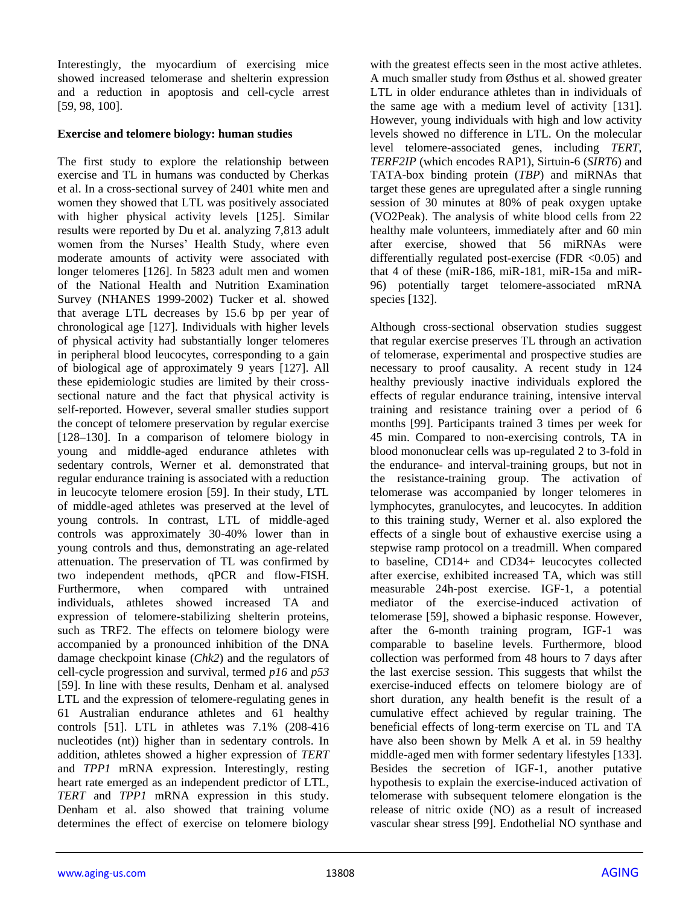Interestingly, the myocardium of exercising mice showed increased telomerase and shelterin expression and a reduction in apoptosis and cell-cycle arrest [59, 98, 100].

**Exercise and telomere biology: human studies**

The first study to explore the relationship between exercise and TL in humans was conducted by Cherkas et al. In a cross-sectional survey of 2401 white men and women they showed that LTL was positively associated with higher physical activity levels [125]. Similar results were reported by Du et al. analyzing 7,813 adult women from the Nurses' Health Study, where even moderate amounts of activity were associated with longer telomeres [126]. In 5823 adult men and women of the National Health and Nutrition Examination Survey (NHANES 1999-2002) Tucker et al. showed that average LTL decreases by 15.6 bp per year of chronological age [127]. Individuals with higher levels of physical activity had substantially longer telomeres in peripheral blood leucocytes, corresponding to a gain of biological age of approximately 9 years [127]. All these epidemiologic studies are limited by their cross-sectional nature and the fact that physical activity is self-reported. However, several smaller studies support the concept of telomere preservation by regular exercise [128–130]. In a comparison of telomere biology in young and middle-aged endurance athletes with sedentary controls, Werner et al. demonstrated that regular endurance training is associated with a reduction in leucocyte telomere erosion [59]. In their study, LTL of middle-aged athletes was preserved at the level of young controls. In contrast, LTL of middle-aged controls was approximately 30-40% lower than in young controls and thus, demonstrating an age-related attenuation. The preservation of TL was confirmed by two independent methods, qPCR and flow-FISH. Furthermore, when compared with untrained individuals, athletes showed increased TA and expression of telomere-stabilizing shelterin proteins, such as TRF2. The effects on telomere biology were accompanied by a pronounced inhibition of the DNA damage checkpoint kinase (*Chk2*) and the regulators of cell-cycle progression and survival, termed *p16* and *p53* [59]. In line with these results, Denham et al. analysed LTL and the expression of telomere-regulating genes in 61 Australian endurance athletes and 61 healthy controls [51]. LTL in athletes was 7.1% (208-416 nucleotides (nt)) higher than in sedentary controls. In addition, athletes showed a higher expression of *TERT* and *TPP1* mRNA expression. Interestingly, resting heart rate emerged as an independent predictor of LTL, *TERT* and *TPP1* mRNA expression in this study. Denham et al. also showed that training volume determines the effect of exercise on telomere biology with the greatest effects seen in the most active athletes. A much smaller study from Østhus et al. showed greater LTL in older endurance athletes than in individuals of the same age with a medium level of activity [131]. However, young individuals with high and low activity levels showed no difference in LTL. On the molecular level telomere-associated genes, including *TERT*, *TERF2IP* (which encodes RAP1), Sirtuin-6 (*SIRT6*) and TATA-box binding protein (*TBP*) and miRNAs that target these genes are upregulated after a single running session of 30 minutes at 80% of peak oxygen uptake (VO2Peak). The analysis of white blood cells from 22 healthy male volunteers, immediately after and 60 min after exercise, showed that 56 miRNAs were differentially regulated post-exercise (FDR <0.05) and that 4 of these (miR-186, miR-181, miR-15a and miR-96) potentially target telomere-associated mRNA species [132].

Although cross-sectional observation studies suggest that regular exercise preserves TL through an activation of telomerase, experimental and prospective studies are necessary to proof causality. A recent study in 124 healthy previously inactive individuals explored the effects of regular endurance training, intensive interval training and resistance training over a period of 6 months [99]. Participants trained 3 times per week for 45 min. Compared to non-exercising controls, TA in blood mononuclear cells was up-regulated 2 to 3-fold in the endurance- and interval-training groups, but not in the resistance-training group. The activation of telomerase was accompanied by longer telomeres in lymphocytes, granulocytes, and leucocytes. In addition to this training study, Werner et al. also explored the effects of a single bout of exhaustive exercise using a stepwise ramp protocol on a treadmill. When compared to baseline, CD14+ and CD34+ leucocytes collected after exercise, exhibited increased TA, which was still measurable 24h-post exercise. IGF-1, a potential mediator of the exercise-induced activation of telomerase [59], showed a biphasic response. However, after the 6-month training program, IGF-1 was comparable to baseline levels. Furthermore, blood collection was performed from 48 hours to 7 days after the last exercise session. This suggests that whilst the exercise-induced effects on telomere biology are of short duration, any health benefit is the result of a cumulative effect achieved by regular training. The beneficial effects of long-term exercise on TL and TA have also been shown by Melk A et al. in 59 healthy middle-aged men with former sedentary lifestyles [133]. Besides the secretion of IGF-1, another putative hypothesis to explain the exercise-induced activation of telomerase with subsequent telomere elongation is the release of nitric oxide (NO) as a result of increased vascular shear stress [99]. Endothelial NO synthase and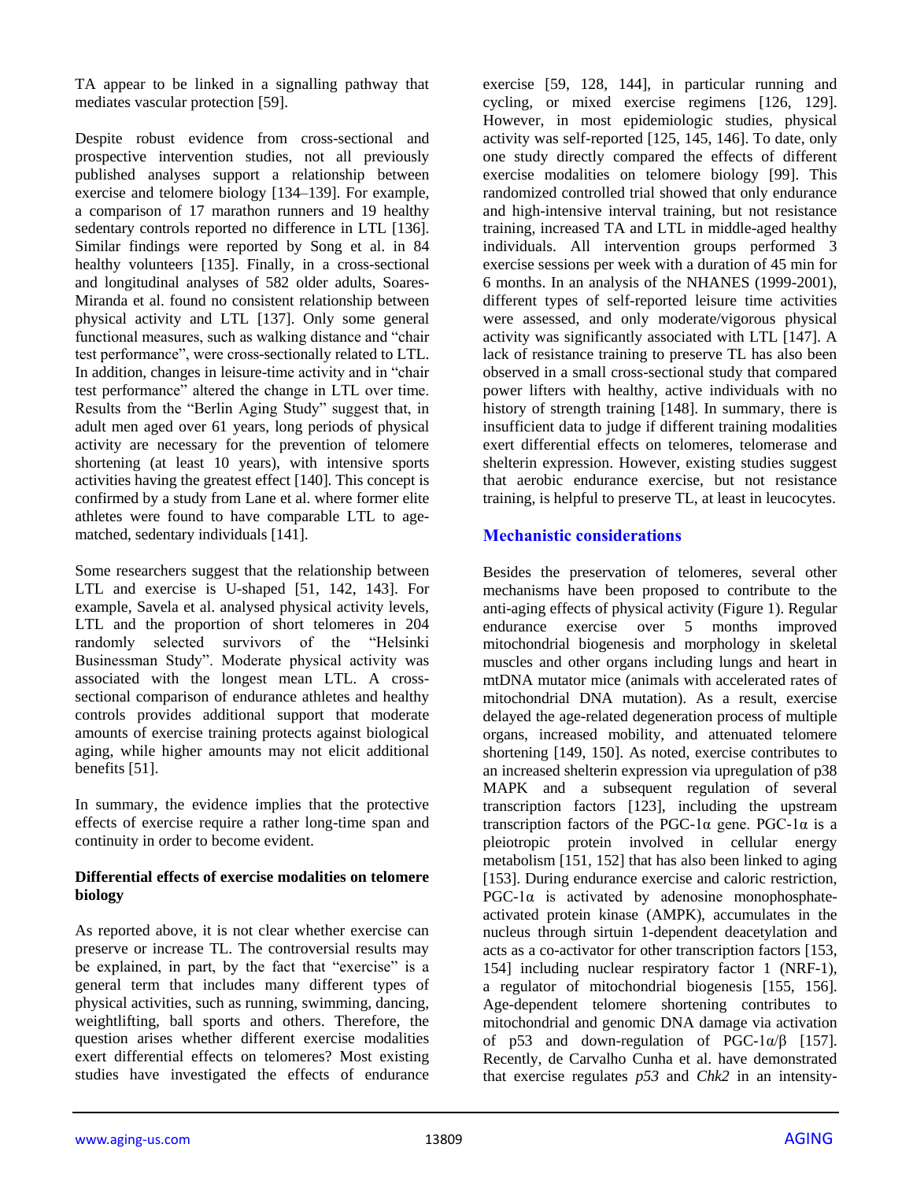TA appear to be linked in a signalling pathway that mediates vascular protection [59].

Despite robust evidence from cross-sectional and prospective intervention studies, not all previously published analyses support a relationship between exercise and telomere biology [134–139]. For example, a comparison of 17 marathon runners and 19 healthy sedentary controls reported no difference in LTL [136]. Similar findings were reported by Song et al. in 84 healthy volunteers [135]. Finally, in a cross-sectional and longitudinal analyses of 582 older adults, Soares-Miranda et al. found no consistent relationship between physical activity and LTL [137]. Only some general functional measures, such as walking distance and "chair test performance", were cross-sectionally related to LTL. In addition, changes in leisure-time activity and in "chair test performance" altered the change in LTL over time. Results from the "Berlin Aging Study" suggest that, in adult men aged over 61 years, long periods of physical activity are necessary for the prevention of telomere shortening (at least 10 years), with intensive sports activities having the greatest effect [140]. This concept is confirmed by a study from Lane et al. where former elite athletes were found to have comparable LTL to age-matched, sedentary individuals [141].

Some researchers suggest that the relationship between LTL and exercise is U-shaped [51, 142, 143]. For example, Savela et al. analysed physical activity levels, LTL and the proportion of short telomeres in 204 randomly selected survivors of the "Helsinki Businessman Study". Moderate physical activity was associated with the longest mean LTL. A cross-sectional comparison of endurance athletes and healthy controls provides additional support that moderate amounts of exercise training protects against biological aging, while higher amounts may not elicit additional benefits [51].

In summary, the evidence implies that the protective effects of exercise require a rather long-time span and continuity in order to become evident.

**Differential effects of exercise modalities on telomere biology**

As reported above, it is not clear whether exercise can preserve or increase TL. The controversial results may be explained, in part, by the fact that "exercise" is a general term that includes many different types of physical activities, such as running, swimming, dancing, weightlifting, ball sports and others. Therefore, the question arises whether different exercise modalities exert differential effects on telomeres? Most existing studies have investigated the effects of endurance exercise [59, 128, 144], in particular running and cycling, or mixed exercise regimens [126, 129]. However, in most epidemiologic studies, physical activity was self-reported [125, 145, 146]. To date, only one study directly compared the effects of different exercise modalities on telomere biology [99]. This randomized controlled trial showed that only endurance and high-intensive interval training, but not resistance training, increased TA and LTL in middle-aged healthy individuals. All intervention groups performed 3 exercise sessions per week with a duration of 45 min for 6 months. In an analysis of the NHANES (1999-2001), different types of self-reported leisure time activities were assessed, and only moderate/vigorous physical activity was significantly associated with LTL [147]. A lack of resistance training to preserve TL has also been observed in a small cross-sectional study that compared power lifters with healthy, active individuals with no history of strength training [148]. In summary, there is insufficient data to judge if different training modalities exert differential effects on telomeres, telomerase and shelterin expression. However, existing studies suggest that aerobic endurance exercise, but not resistance training, is helpful to preserve TL, at least in leucocytes.

## Mechanistic considerations

Besides the preservation of telomeres, several other mechanisms have been proposed to contribute to the anti-aging effects of physical activity (Figure 1). Regular endurance exercise over 5 months improved mitochondrial biogenesis and morphology in skeletal muscles and other organs including lungs and heart in mtDNA mutator mice (animals with accelerated rates of mitochondrial DNA mutation). As a result, exercise delayed the age-related degeneration process of multiple organs, increased mobility, and attenuated telomere shortening [149, 150]. As noted, exercise contributes to an increased shelterin expression via upregulation of p38 MAPK and a subsequent regulation of several transcription factors [123], including the upstream transcription factors of the PGC-1α gene. PGC-1α is a pleiotropic protein involved in cellular energy metabolism [151, 152] that has also been linked to aging [153]. During endurance exercise and caloric restriction, PGC-1α is activated by adenosine monophosphate-activated protein kinase (AMPK), accumulates in the nucleus through sirtuin 1-dependent deacetylation and acts as a co-activator for other transcription factors [153, 154] including nuclear respiratory factor 1 (NRF-1), a regulator of mitochondrial biogenesis [155, 156]. Age-dependent telomere shortening contributes to mitochondrial and genomic DNA damage via activation of p53 and down-regulation of PGC-1α/β [157]. Recently, de Carvalho Cunha et al. have demonstrated that exercise regulates *p53* and *Chk2* in an intensity-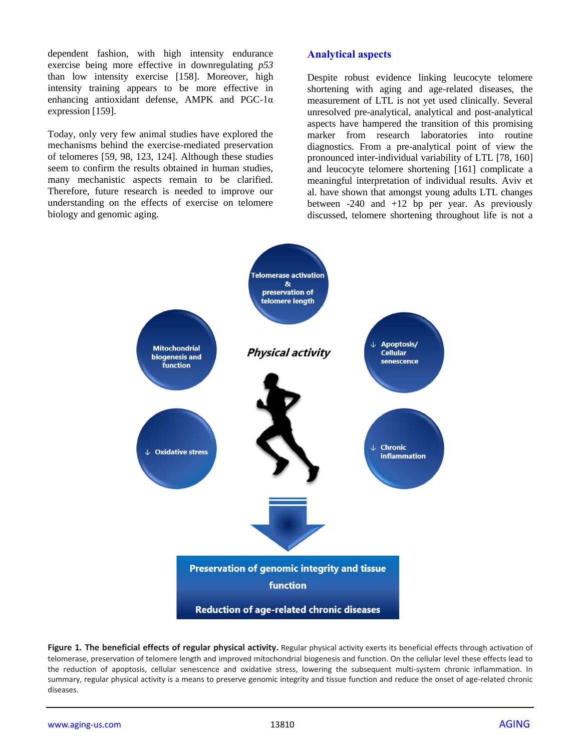dependent fashion, with high intensity endurance exercise being more effective in downregulating *p53* than low intensity exercise [158]. Moreover, high intensity training appears to be more effective in enhancing antioxidant defense, AMPK and PGC-1α expression [159].

Today, only very few animal studies have explored the mechanisms behind the exercise-mediated preservation of telomeres [59, 98, 123, 124]. Although these studies seem to confirm the results obtained in human studies, many mechanistic aspects remain to be clarified. Therefore, future research is needed to improve our understanding on the effects of exercise on telomere biology and genomic aging.

## Analytical aspects

Despite robust evidence linking leucocyte telomere shortening with aging and age-related diseases, the measurement of LTL is not yet used clinically. Several unresolved pre-analytical, analytical and post-analytical aspects have hampered the transition of this promising marker from research laboratories into routine diagnostics. From a pre-analytical point of view the pronounced inter-individual variability of LTL [78, 160] and leucocyte telomere shortening [161] complicate a meaningful interpretation of individual results. Aviv et al. have shown that amongst young adults LTL changes between -240 and +12 bp per year. As previously discussed, telomere shortening throughout life is not a

**Figure 1. The beneficial effects of regular physical activity.** Regular physical activity exerts its beneficial effects through activation of telomerase, preservation of telomere length and improved mitochondrial biogenesis and function. On the cellular level these effects lead to the reduction of apoptosis, cellular senescence and oxidative stress, lowering the subsequent multi-system chronic inflammation. In summary, regular physical activity is a means to preserve genomic integrity and tissue function and reduce the onset of age-related chronic diseases.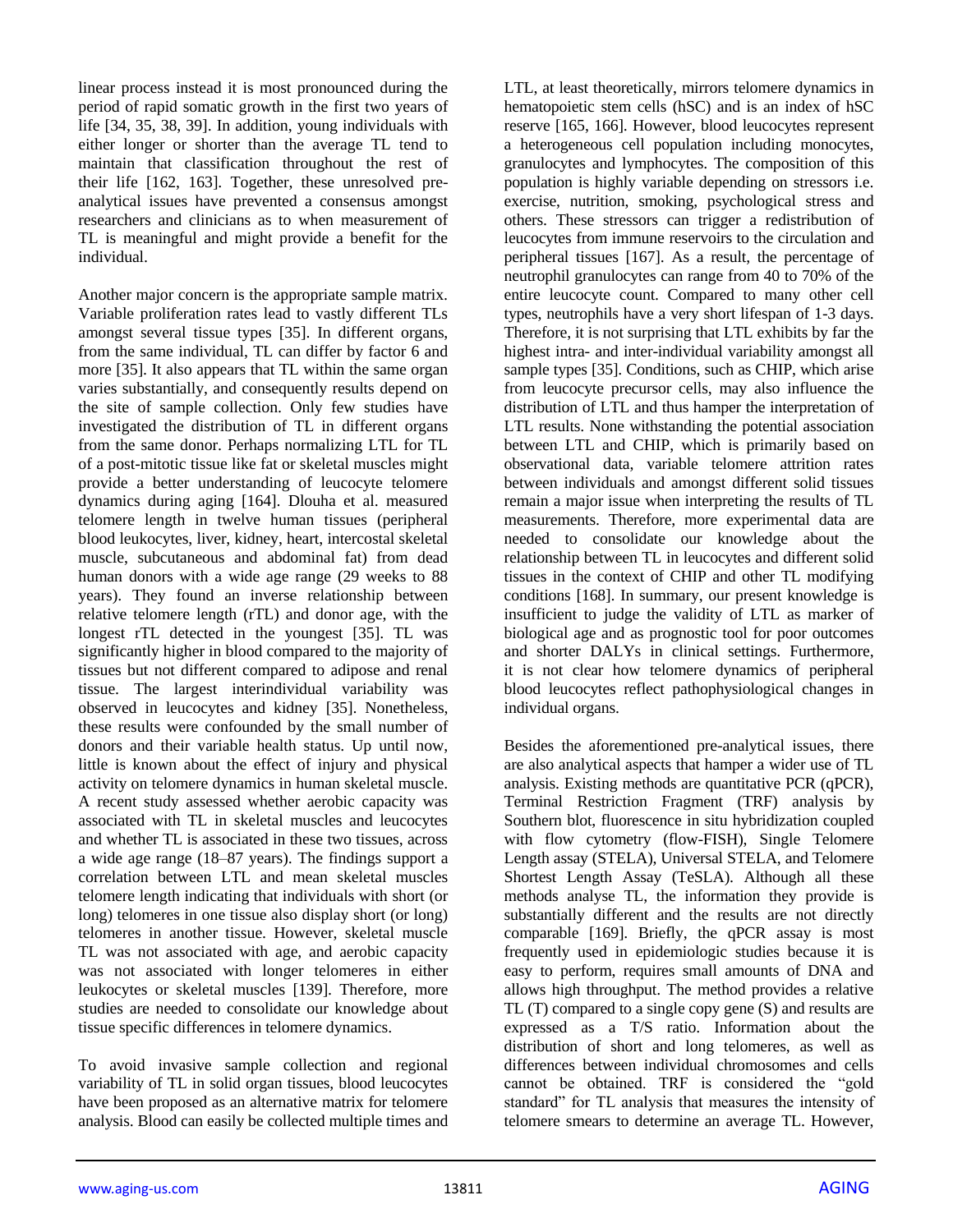linear process instead it is most pronounced during the period of rapid somatic growth in the first two years of life [34, 35, 38, 39]. In addition, young individuals with either longer or shorter than the average TL tend to maintain that classification throughout the rest of their life [162, 163]. Together, these unresolved pre-analytical issues have prevented a consensus amongst researchers and clinicians as to when measurement of TL is meaningful and might provide a benefit for the individual.

Another major concern is the appropriate sample matrix. Variable proliferation rates lead to vastly different TLs amongst several tissue types [35]. In different organs, from the same individual, TL can differ by factor 6 and more [35]. It also appears that TL within the same organ varies substantially, and consequently results depend on the site of sample collection. Only few studies have investigated the distribution of TL in different organs from the same donor. Perhaps normalizing LTL for TL of a post-mitotic tissue like fat or skeletal muscles might provide a better understanding of leucocyte telomere dynamics during aging [164]. Dlouha et al. measured telomere length in twelve human tissues (peripheral blood leukocytes, liver, kidney, heart, intercostal skeletal muscle, subcutaneous and abdominal fat) from dead human donors with a wide age range (29 weeks to 88 years). They found an inverse relationship between relative telomere length (rTL) and donor age, with the longest rTL detected in the youngest [35]. TL was significantly higher in blood compared to the majority of tissues but not different compared to adipose and renal tissue. The largest interindividual variability was observed in leucocytes and kidney [35]. Nonetheless, these results were confounded by the small number of donors and their variable health status. Up until now, little is known about the effect of injury and physical activity on telomere dynamics in human skeletal muscle. A recent study assessed whether aerobic capacity was associated with TL in skeletal muscles and leucocytes and whether TL is associated in these two tissues, across a wide age range (18–87 years). The findings support a correlation between LTL and mean skeletal muscles telomere length indicating that individuals with short (or long) telomeres in one tissue also display short (or long) telomeres in another tissue. However, skeletal muscle TL was not associated with age, and aerobic capacity was not associated with longer telomeres in either leukocytes or skeletal muscles [139]. Therefore, more studies are needed to consolidate our knowledge about tissue specific differences in telomere dynamics.

To avoid invasive sample collection and regional variability of TL in solid organ tissues, blood leucocytes have been proposed as an alternative matrix for telomere analysis. Blood can easily be collected multiple times and LTL, at least theoretically, mirrors telomere dynamics in hematopoietic stem cells (hSC) and is an index of hSC reserve [165, 166]. However, blood leucocytes represent a heterogeneous cell population including monocytes, granulocytes and lymphocytes. The composition of this population is highly variable depending on stressors i.e. exercise, nutrition, smoking, psychological stress and others. These stressors can trigger a redistribution of leucocytes from immune reservoirs to the circulation and peripheral tissues [167]. As a result, the percentage of neutrophil granulocytes can range from 40 to 70% of the entire leucocyte count. Compared to many other cell types, neutrophils have a very short lifespan of 1-3 days. Therefore, it is not surprising that LTL exhibits by far the highest intra- and inter-individual variability amongst all sample types [35]. Conditions, such as CHIP, which arise from leucocyte precursor cells, may also influence the distribution of LTL and thus hamper the interpretation of LTL results. None withstanding the potential association between LTL and CHIP, which is primarily based on observational data, variable telomere attrition rates between individuals and amongst different solid tissues remain a major issue when interpreting the results of TL measurements. Therefore, more experimental data are needed to consolidate our knowledge about the relationship between TL in leucocytes and different solid tissues in the context of CHIP and other TL modifying conditions [168]. In summary, our present knowledge is insufficient to judge the validity of LTL as marker of biological age and as prognostic tool for poor outcomes and shorter DALYs in clinical settings. Furthermore, it is not clear how telomere dynamics of peripheral blood leucocytes reflect pathophysiological changes in individual organs.

Besides the aforementioned pre-analytical issues, there are also analytical aspects that hamper a wider use of TL analysis. Existing methods are quantitative PCR (qPCR), Terminal Restriction Fragment (TRF) analysis by Southern blot, fluorescence in situ hybridization coupled with flow cytometry (flow-FISH), Single Telomere Length assay (STELA), Universal STELA, and Telomere Shortest Length Assay (TeSLA). Although all these methods analyse TL, the information they provide is substantially different and the results are not directly comparable [169]. Briefly, the qPCR assay is most frequently used in epidemiologic studies because it is easy to perform, requires small amounts of DNA and allows high throughput. The method provides a relative TL (T) compared to a single copy gene (S) and results are expressed as a T/S ratio. Information about the distribution of short and long telomeres, as well as differences between individual chromosomes and cells cannot be obtained. TRF is considered the "gold standard" for TL analysis that measures the intensity of telomere smears to determine an average TL. However,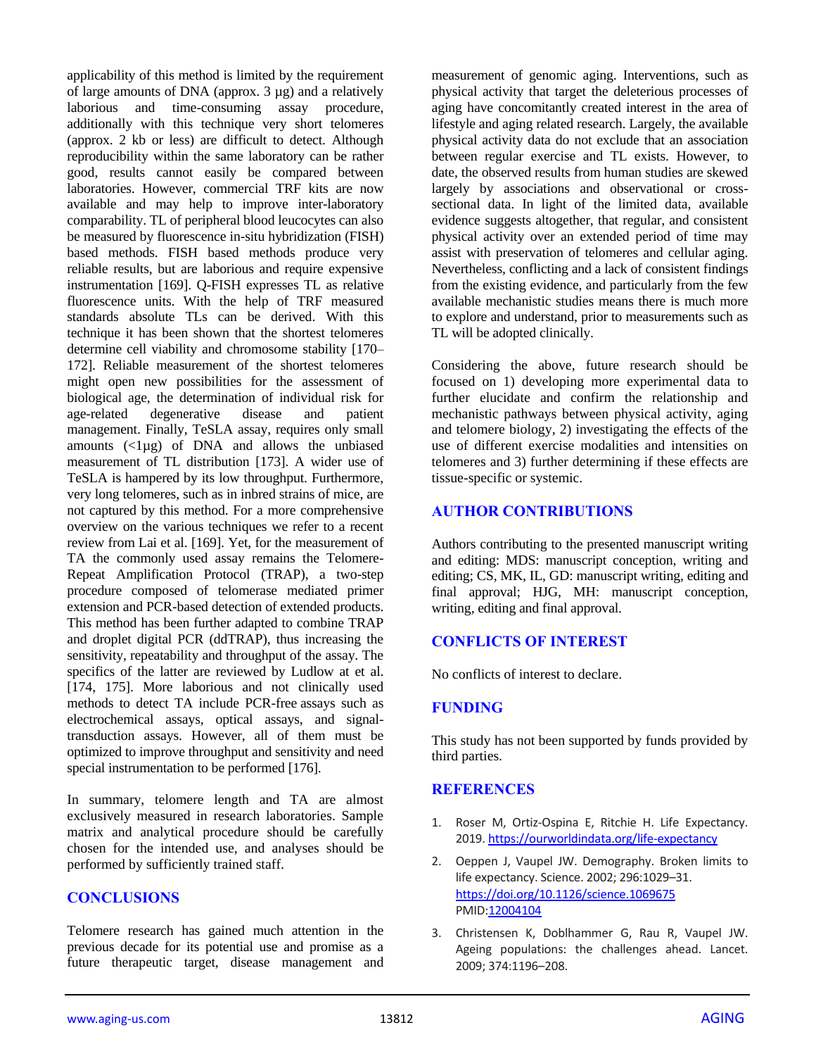applicability of this method is limited by the requirement of large amounts of DNA (approx. 3 µg) and a relatively laborious and time-consuming assay procedure, additionally with this technique very short telomeres (approx. 2 kb or less) are difficult to detect. Although reproducibility within the same laboratory can be rather good, results cannot easily be compared between laboratories. However, commercial TRF kits are now available and may help to improve inter-laboratory comparability. TL of peripheral blood leucocytes can also be measured by fluorescence in-situ hybridization (FISH) based methods. FISH based methods produce very reliable results, but are laborious and require expensive instrumentation [169]. Q-FISH expresses TL as relative fluorescence units. With the help of TRF measured standards absolute TLs can be derived. With this technique it has been shown that the shortest telomeres determine cell viability and chromosome stability [170–172]. Reliable measurement of the shortest telomeres might open new possibilities for the assessment of biological age, the determination of individual risk for age-related degenerative disease and patient management. Finally, TeSLA assay, requires only small amounts (<1µg) of DNA and allows the unbiased measurement of TL distribution [173]. A wider use of TeSLA is hampered by its low throughput. Furthermore, very long telomeres, such as in inbred strains of mice, are not captured by this method. For a more comprehensive overview on the various techniques we refer to a recent review from Lai et al. [169]. Yet, for the measurement of TA the commonly used assay remains the Telomere-Repeat Amplification Protocol (TRAP), a two-step procedure composed of telomerase mediated primer extension and PCR-based detection of extended products. This method has been further adapted to combine TRAP and droplet digital PCR (ddTRAP), thus increasing the sensitivity, repeatability and throughput of the assay. The specifics of the latter are reviewed by Ludlow at et al. [174, 175]. More laborious and not clinically used methods to detect TA include PCR-free assays such as electrochemical assays, optical assays, and signal-transduction assays. However, all of them must be optimized to improve throughput and sensitivity and need special instrumentation to be performed [176].

In summary, telomere length and TA are almost exclusively measured in research laboratories. Sample matrix and analytical procedure should be carefully chosen for the intended use, and analyses should be performed by sufficiently trained staff.

## CONCLUSIONS

Telomere research has gained much attention in the previous decade for its potential use and promise as a future therapeutic target, disease management and measurement of genomic aging. Interventions, such as physical activity that target the deleterious processes of aging have concomitantly created interest in the area of lifestyle and aging related research. Largely, the available physical activity data do not exclude that an association between regular exercise and TL exists. However, to date, the observed results from human studies are skewed largely by associations and observational or cross-sectional data. In light of the limited data, available evidence suggests altogether, that regular, and consistent physical activity over an extended period of time may assist with preservation of telomeres and cellular aging. Nevertheless, conflicting and a lack of consistent findings from the existing evidence, and particularly from the few available mechanistic studies means there is much more to explore and understand, prior to measurements such as TL will be adopted clinically.

Considering the above, future research should be focused on 1) developing more experimental data to further elucidate and confirm the relationship and mechanistic pathways between physical activity, aging and telomere biology, 2) investigating the effects of the use of different exercise modalities and intensities on telomeres and 3) further determining if these effects are tissue-specific or systemic.

## AUTHOR CONTRIBUTIONS

Authors contributing to the presented manuscript writing and editing: MDS: manuscript conception, writing and editing; CS, MK, IL, GD: manuscript writing, editing and final approval; HJG, MH: manuscript conception, writing, editing and final approval.

## CONFLICTS OF INTEREST

No conflicts of interest to declare.

## FUNDING

This study has not been supported by funds provided by third parties.

## REFERENCES

1. Roser M, Ortiz-Ospina E, Ritchie H. Life Expectancy. 2019. https://ourworldindata.org/life-expectancy
2. Oeppen J, Vaupel JW. Demography. Broken limits to life expectancy. Science. 2002; 296:1029–31. https://doi.org/10.1126/science.1069675 PMID:12004104
3. Christensen K, Doblhammer G, Rau R, Vaupel JW. Ageing populations: the challenges ahead. Lancet. 2009; 374:1196–208.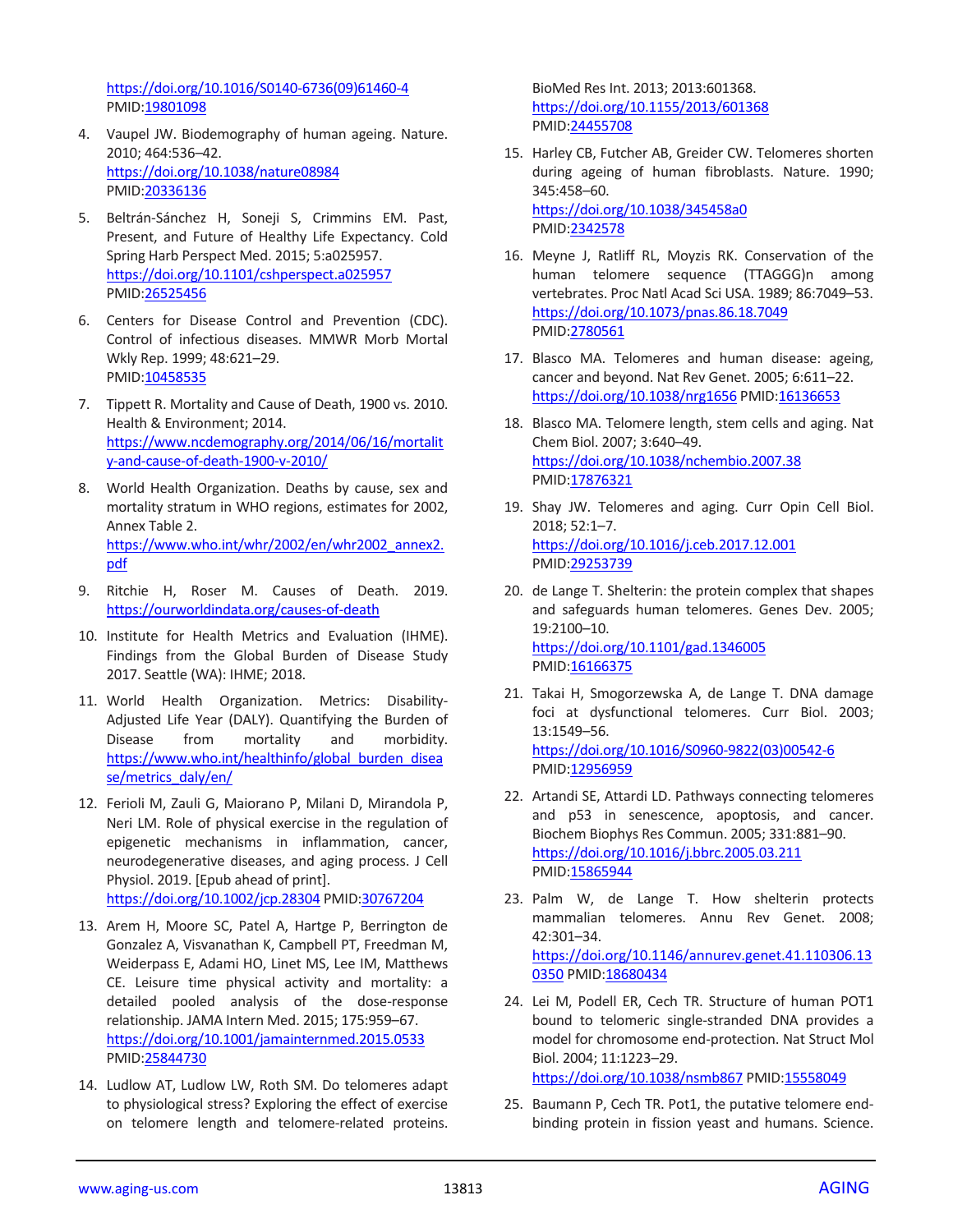https://doi.org/10.1016/S0140-6736(09)61460-4 PMID:19801098

4. Vaupel JW. Biodemography of human ageing. Nature. 2010; 464:536–42. https://doi.org/10.1038/nature08984 PMID:20336136

5. Beltrán-Sánchez H, Soneji S, Crimmins EM. Past, Present, and Future of Healthy Life Expectancy. Cold Spring Harb Perspect Med. 2015; 5:a025957. https://doi.org/10.1101/cshperspect.a025957 PMID:26525456

6. Centers for Disease Control and Prevention (CDC). Control of infectious diseases. MMWR Morb Mortal Wkly Rep. 1999; 48:621–29. PMID:10458535

7. Tippett R. Mortality and Cause of Death, 1900 vs. 2010. Health & Environment; 2014. https://www.ncdemography.org/2014/06/16/mortality-and-cause-of-death-1900-v-2010/

8. World Health Organization. Deaths by cause, sex and mortality stratum in WHO regions, estimates for 2002, Annex Table 2. https://www.who.int/whr/2002/en/whr2002_annex2.pdf

9. Ritchie H, Roser M. Causes of Death. 2019. https://ourworldindata.org/causes-of-death

10. Institute for Health Metrics and Evaluation (IHME). Findings from the Global Burden of Disease Study 2017. Seattle (WA): IHME; 2018.

11. World Health Organization. Metrics: Disability-Adjusted Life Year (DALY). Quantifying the Burden of Disease from mortality and morbidity. https://www.who.int/healthinfo/global_burden_disease/metrics_daly/en/

12. Ferioli M, Zauli G, Maiorano P, Milani D, Mirandola P, Neri LM. Role of physical exercise in the regulation of epigenetic mechanisms in inflammation, cancer, neurodegenerative diseases, and aging process. J Cell Physiol. 2019. [Epub ahead of print]. https://doi.org/10.1002/jcp.28304 PMID:30767204

13. Arem H, Moore SC, Patel A, Hartge P, Berrington de Gonzalez A, Visvanathan K, Campbell PT, Freedman M, Weiderpass E, Adami HO, Linet MS, Lee IM, Matthews CE. Leisure time physical activity and mortality: a detailed pooled analysis of the dose-response relationship. JAMA Intern Med. 2015; 175:959–67. https://doi.org/10.1001/jamainternmed.2015.0533 PMID:25844730

14. Ludlow AT, Ludlow LW, Roth SM. Do telomeres adapt to physiological stress? Exploring the effect of exercise on telomere length and telomere-related proteins. BioMed Res Int. 2013; 2013:601368. https://doi.org/10.1155/2013/601368 PMID:24455708

15. Harley CB, Futcher AB, Greider CW. Telomeres shorten during ageing of human fibroblasts. Nature. 1990; 345:458–60. https://doi.org/10.1038/345458a0 PMID:2342578

16. Meyne J, Ratliff RL, Moyzis RK. Conservation of the human telomere sequence (TTAGGG)n among vertebrates. Proc Natl Acad Sci USA. 1989; 86:7049–53. https://doi.org/10.1073/pnas.86.18.7049 PMID:2780561

17. Blasco MA. Telomeres and human disease: ageing, cancer and beyond. Nat Rev Genet. 2005; 6:611–22. https://doi.org/10.1038/nrg1656 PMID:16136653

18. Blasco MA. Telomere length, stem cells and aging. Nat Chem Biol. 2007; 3:640–49. https://doi.org/10.1038/nchembio.2007.38 PMID:17876321

19. Shay JW. Telomeres and aging. Curr Opin Cell Biol. 2018; 52:1–7. https://doi.org/10.1016/j.ceb.2017.12.001 PMID:29253739

20. de Lange T. Shelterin: the protein complex that shapes and safeguards human telomeres. Genes Dev. 2005; 19:2100–10. https://doi.org/10.1101/gad.1346005 PMID:16166375

21. Takai H, Smogorzewska A, de Lange T. DNA damage foci at dysfunctional telomeres. Curr Biol. 2003; 13:1549–56. https://doi.org/10.1016/S0960-9822(03)00542-6 PMID:12956959

22. Artandi SE, Attardi LD. Pathways connecting telomeres and p53 in senescence, apoptosis, and cancer. Biochem Biophys Res Commun. 2005; 331:881–90. https://doi.org/10.1016/j.bbrc.2005.03.211 PMID:15865944

23. Palm W, de Lange T. How shelterin protects mammalian telomeres. Annu Rev Genet. 2008; 42:301–34. https://doi.org/10.1146/annurev.genet.41.110306.130350 PMID:18680434

24. Lei M, Podell ER, Cech TR. Structure of human POT1 bound to telomeric single-stranded DNA provides a model for chromosome end-protection. Nat Struct Mol Biol. 2004; 11:1223–29. https://doi.org/10.1038/nsmb867 PMID:15558049

25. Baumann P, Cech TR. Pot1, the putative telomere end-binding protein in fission yeast and humans. Science.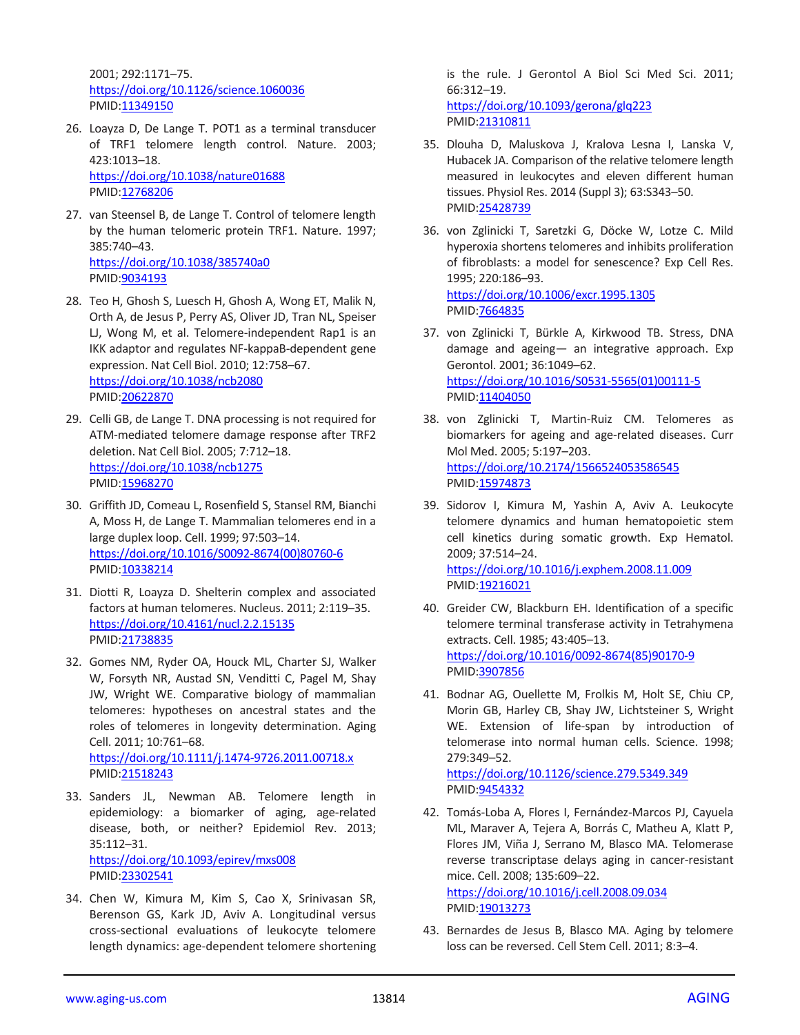2001; 292:1171–75.
https://doi.org/10.1126/science.1060036
PMID:11349150

26. Loayza D, De Lange T. POT1 as a terminal transducer of TRF1 telomere length control. Nature. 2003; 423:1013–18.
https://doi.org/10.1038/nature01688
PMID:12768206

27. van Steensel B, de Lange T. Control of telomere length by the human telomeric protein TRF1. Nature. 1997; 385:740–43.
https://doi.org/10.1038/385740a0
PMID:9034193

28. Teo H, Ghosh S, Luesch H, Ghosh A, Wong ET, Malik N, Orth A, de Jesus P, Perry AS, Oliver JD, Tran NL, Speiser LJ, Wong M, et al. Telomere-independent Rap1 is an IKK adaptor and regulates NF-kappaB-dependent gene expression. Nat Cell Biol. 2010; 12:758–67.
https://doi.org/10.1038/ncb2080
PMID:20622870

29. Celli GB, de Lange T. DNA processing is not required for ATM-mediated telomere damage response after TRF2 deletion. Nat Cell Biol. 2005; 7:712–18.
https://doi.org/10.1038/ncb1275
PMID:15968270

30. Griffith JD, Comeau L, Rosenfield S, Stansel RM, Bianchi A, Moss H, de Lange T. Mammalian telomeres end in a large duplex loop. Cell. 1999; 97:503–14.
https://doi.org/10.1016/S0092-8674(00)80760-6
PMID:10338214

31. Diotti R, Loayza D. Shelterin complex and associated factors at human telomeres. Nucleus. 2011; 2:119–35.
https://doi.org/10.4161/nucl.2.2.15135
PMID:21738835

32. Gomes NM, Ryder OA, Houck ML, Charter SJ, Walker W, Forsyth NR, Austad SN, Venditti C, Pagel M, Shay JW, Wright WE. Comparative biology of mammalian telomeres: hypotheses on ancestral states and the roles of telomeres in longevity determination. Aging Cell. 2011; 10:761–68.
https://doi.org/10.1111/j.1474-9726.2011.00718.x
PMID:21518243

33. Sanders JL, Newman AB. Telomere length in epidemiology: a biomarker of aging, age-related disease, both, or neither? Epidemiol Rev. 2013; 35:112–31.
https://doi.org/10.1093/epirev/mxs008
PMID:23302541

34. Chen W, Kimura M, Kim S, Cao X, Srinivasan SR, Berenson GS, Kark JD, Aviv A. Longitudinal versus cross-sectional evaluations of leukocyte telomere length dynamics: age-dependent telomere shortening is the rule. J Gerontol A Biol Sci Med Sci. 2011; 66:312–19.
https://doi.org/10.1093/gerona/glq223
PMID:21310811

35. Dlouha D, Maluskova J, Kralova Lesna I, Lanska V, Hubacek JA. Comparison of the relative telomere length measured in leukocytes and eleven different human tissues. Physiol Res. 2014 (Suppl 3); 63:S343–50.
PMID:25428739

36. von Zglinicki T, Saretzki G, Döcke W, Lotze C. Mild hyperoxia shortens telomeres and inhibits proliferation of fibroblasts: a model for senescence? Exp Cell Res. 1995; 220:186–93.
https://doi.org/10.1006/excr.1995.1305
PMID:7664835

37. von Zglinicki T, Bürkle A, Kirkwood TB. Stress, DNA damage and ageing— an integrative approach. Exp Gerontol. 2001; 36:1049–62.
https://doi.org/10.1016/S0531-5565(01)00111-5
PMID:11404050

38. von Zglinicki T, Martin-Ruiz CM. Telomeres as biomarkers for ageing and age-related diseases. Curr Mol Med. 2005; 5:197–203.
https://doi.org/10.2174/1566524053586545
PMID:15974873

39. Sidorov I, Kimura M, Yashin A, Aviv A. Leukocyte telomere dynamics and human hematopoietic stem cell kinetics during somatic growth. Exp Hematol. 2009; 37:514–24.
https://doi.org/10.1016/j.exphem.2008.11.009
PMID:19216021

40. Greider CW, Blackburn EH. Identification of a specific telomere terminal transferase activity in Tetrahymena extracts. Cell. 1985; 43:405–13.
https://doi.org/10.1016/0092-8674(85)90170-9
PMID:3907856

41. Bodnar AG, Ouellette M, Frolkis M, Holt SE, Chiu CP, Morin GB, Harley CB, Shay JW, Lichtsteiner S, Wright WE. Extension of life-span by introduction of telomerase into normal human cells. Science. 1998; 279:349–52.
https://doi.org/10.1126/science.279.5349.349
PMID:9454332

42. Tomás-Loba A, Flores I, Fernández-Marcos PJ, Cayuela ML, Maraver A, Tejera A, Borrás C, Matheu A, Klatt P, Flores JM, Viña J, Serrano M, Blasco MA. Telomerase reverse transcriptase delays aging in cancer-resistant mice. Cell. 2008; 135:609–22.
https://doi.org/10.1016/j.cell.2008.09.034
PMID:19013273

43. Bernardes de Jesus B, Blasco MA. Aging by telomere loss can be reversed. Cell Stem Cell. 2011; 8:3–4.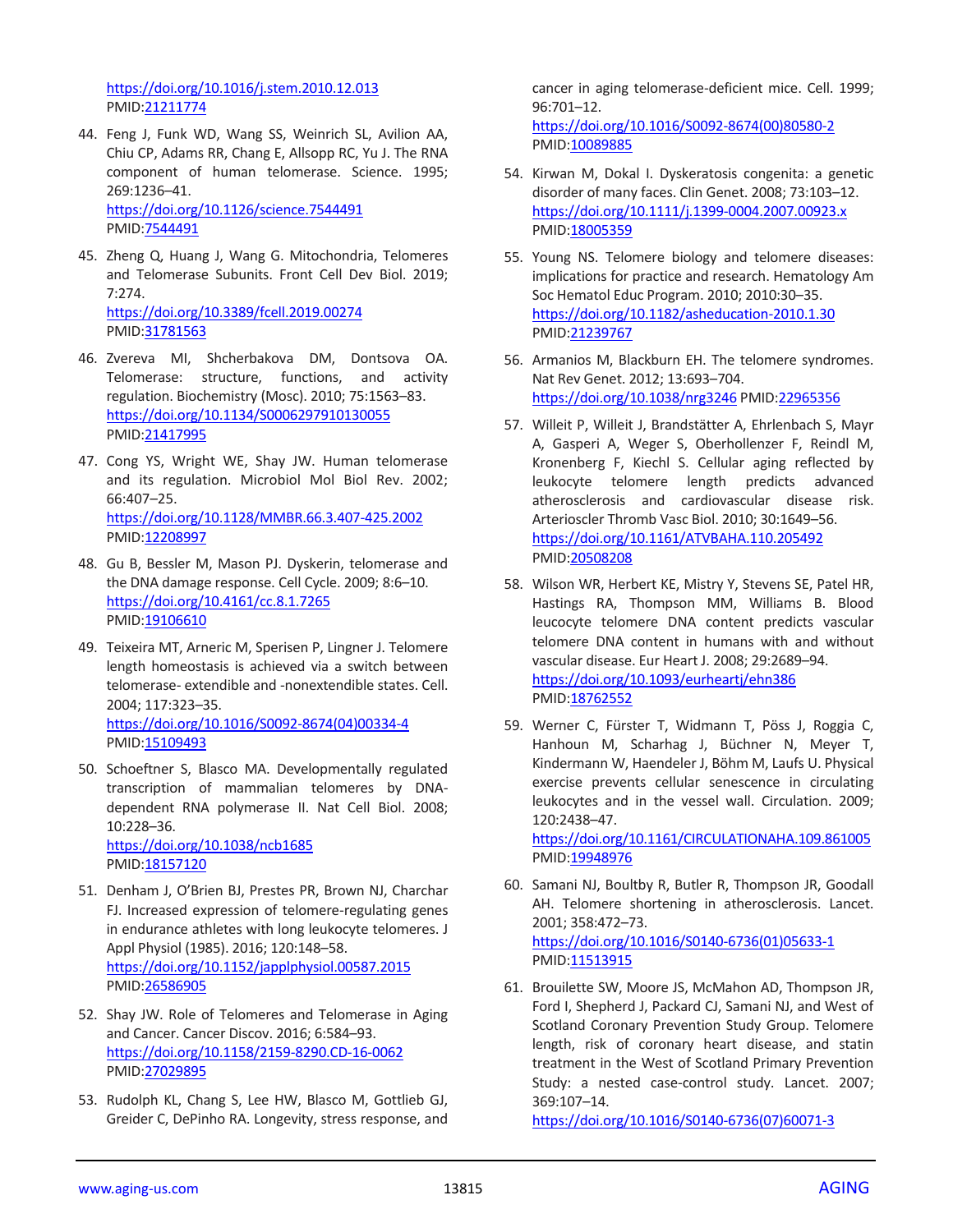https://doi.org/10.1016/j.stem.2010.12.013 PMID:21211774

44. Feng J, Funk WD, Wang SS, Weinrich SL, Avilion AA, Chiu CP, Adams RR, Chang E, Allsopp RC, Yu J. The RNA component of human telomerase. Science. 1995; 269:1236–41. https://doi.org/10.1126/science.7544491 PMID:7544491

45. Zheng Q, Huang J, Wang G. Mitochondria, Telomeres and Telomerase Subunits. Front Cell Dev Biol. 2019; 7:274. https://doi.org/10.3389/fcell.2019.00274 PMID:31781563

46. Zvereva MI, Shcherbakova DM, Dontsova OA. Telomerase: structure, functions, and activity regulation. Biochemistry (Mosc). 2010; 75:1563–83. https://doi.org/10.1134/S0006297910130055 PMID:21417995

47. Cong YS, Wright WE, Shay JW. Human telomerase and its regulation. Microbiol Mol Biol Rev. 2002; 66:407–25. https://doi.org/10.1128/MMBR.66.3.407-425.2002 PMID:12208997

48. Gu B, Bessler M, Mason PJ. Dyskerin, telomerase and the DNA damage response. Cell Cycle. 2009; 8:6–10. https://doi.org/10.4161/cc.8.1.7265 PMID:19106610

49. Teixeira MT, Arneric M, Sperisen P, Lingner J. Telomere length homeostasis is achieved via a switch between telomerase- extendible and -nonextendible states. Cell. 2004; 117:323–35. https://doi.org/10.1016/S0092-8674(04)00334-4 PMID:15109493

50. Schoeftner S, Blasco MA. Developmentally regulated transcription of mammalian telomeres by DNA-dependent RNA polymerase II. Nat Cell Biol. 2008; 10:228–36. https://doi.org/10.1038/ncb1685 PMID:18157120

51. Denham J, O'Brien BJ, Prestes PR, Brown NJ, Charchar FJ. Increased expression of telomere-regulating genes in endurance athletes with long leukocyte telomeres. J Appl Physiol (1985). 2016; 120:148–58. https://doi.org/10.1152/japplphysiol.00587.2015 PMID:26586905

52. Shay JW. Role of Telomeres and Telomerase in Aging and Cancer. Cancer Discov. 2016; 6:584–93. https://doi.org/10.1158/2159-8290.CD-16-0062 PMID:27029895

53. Rudolph KL, Chang S, Lee HW, Blasco M, Gottlieb GJ, Greider C, DePinho RA. Longevity, stress response, and cancer in aging telomerase-deficient mice. Cell. 1999; 96:701–12. https://doi.org/10.1016/S0092-8674(00)80580-2 PMID:10089885

54. Kirwan M, Dokal I. Dyskeratosis congenita: a genetic disorder of many faces. Clin Genet. 2008; 73:103–12. https://doi.org/10.1111/j.1399-0004.2007.00923.x PMID:18005359

55. Young NS. Telomere biology and telomere diseases: implications for practice and research. Hematology Am Soc Hematol Educ Program. 2010; 2010:30–35. https://doi.org/10.1182/asheducation-2010.1.30 PMID:21239767

56. Armanios M, Blackburn EH. The telomere syndromes. Nat Rev Genet. 2012; 13:693–704. https://doi.org/10.1038/nrg3246 PMID:22965356

57. Willeit P, Willeit J, Brandstätter A, Ehrlenbach S, Mayr A, Gasperi A, Weger S, Oberhollenzer F, Reindl M, Kronenberg F, Kiechl S. Cellular aging reflected by leukocyte telomere length predicts advanced atherosclerosis and cardiovascular disease risk. Arterioscler Thromb Vasc Biol. 2010; 30:1649–56. https://doi.org/10.1161/ATVBAHA.110.205492 PMID:20508208

58. Wilson WR, Herbert KE, Mistry Y, Stevens SE, Patel HR, Hastings RA, Thompson MM, Williams B. Blood leucocyte telomere DNA content predicts vascular telomere DNA content in humans with and without vascular disease. Eur Heart J. 2008; 29:2689–94. https://doi.org/10.1093/eurheartj/ehn386 PMID:18762552

59. Werner C, Fürster T, Widmann T, Pöss J, Roggia C, Hanhoun M, Scharhag J, Büchner N, Meyer T, Kindermann W, Haendeler J, Böhm M, Laufs U. Physical exercise prevents cellular senescence in circulating leukocytes and in the vessel wall. Circulation. 2009; 120:2438–47. https://doi.org/10.1161/CIRCULATIONAHA.109.861005 PMID:19948976

60. Samani NJ, Boultby R, Butler R, Thompson JR, Goodall AH. Telomere shortening in atherosclerosis. Lancet. 2001; 358:472–73. https://doi.org/10.1016/S0140-6736(01)05633-1 PMID:11513915

61. Brouilette SW, Moore JS, McMahon AD, Thompson JR, Ford I, Shepherd J, Packard CJ, Samani NJ, and West of Scotland Coronary Prevention Study Group. Telomere length, risk of coronary heart disease, and statin treatment in the West of Scotland Primary Prevention Study: a nested case-control study. Lancet. 2007; 369:107–14. https://doi.org/10.1016/S0140-6736(07)60071-3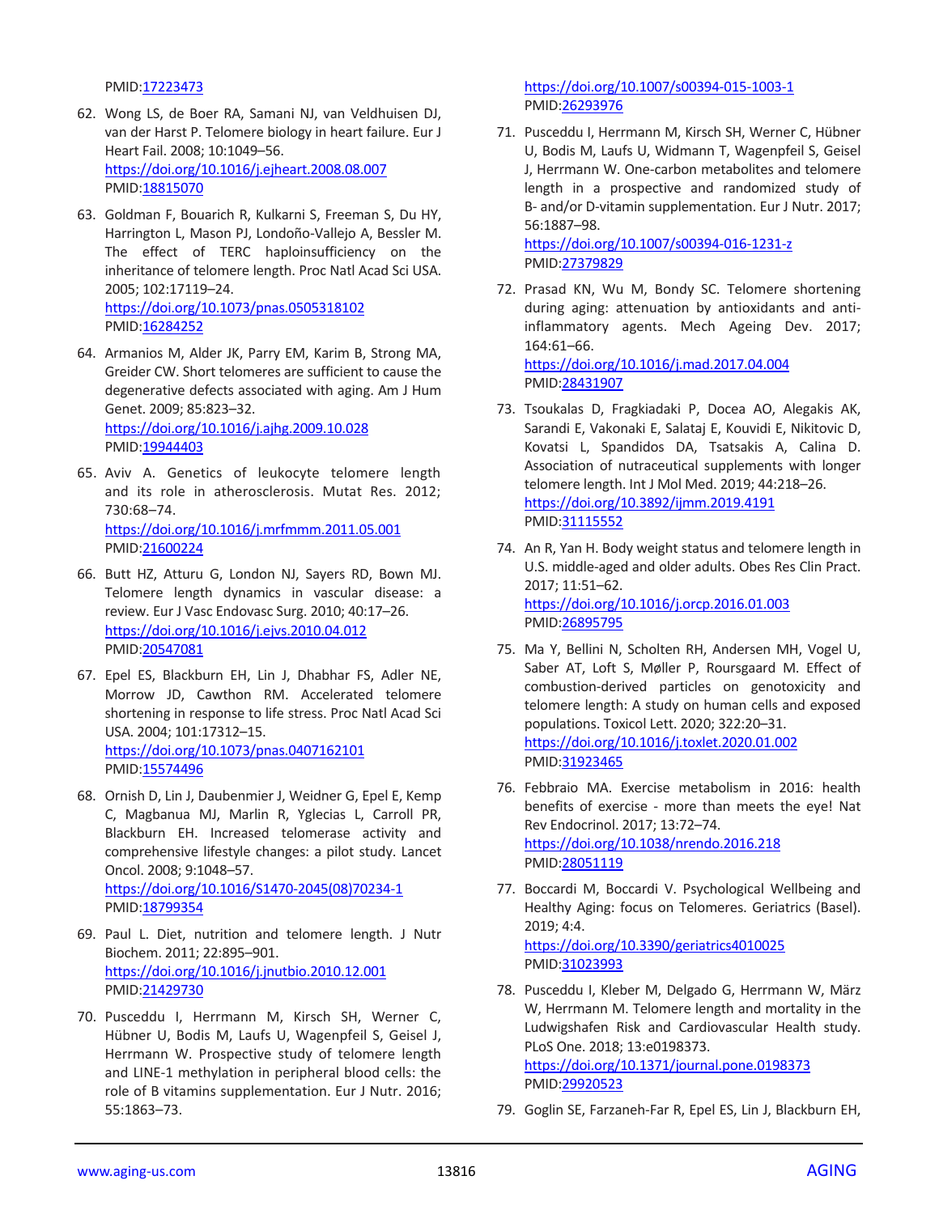PMID:17223473

62. Wong LS, de Boer RA, Samani NJ, van Veldhuisen DJ, van der Harst P. Telomere biology in heart failure. Eur J Heart Fail. 2008; 10:1049–56. https://doi.org/10.1016/j.ejheart.2008.08.007 PMID:18815070

63. Goldman F, Bouarich R, Kulkarni S, Freeman S, Du HY, Harrington L, Mason PJ, Londoño-Vallejo A, Bessler M. The effect of TERC haploinsufficiency on the inheritance of telomere length. Proc Natl Acad Sci USA. 2005; 102:17119–24. https://doi.org/10.1073/pnas.0505318102 PMID:16284252

64. Armanios M, Alder JK, Parry EM, Karim B, Strong MA, Greider CW. Short telomeres are sufficient to cause the degenerative defects associated with aging. Am J Hum Genet. 2009; 85:823–32. https://doi.org/10.1016/j.ajhg.2009.10.028 PMID:19944403

65. Aviv A. Genetics of leukocyte telomere length and its role in atherosclerosis. Mutat Res. 2012; 730:68–74. https://doi.org/10.1016/j.mrfmmm.2011.05.001 PMID:21600224

66. Butt HZ, Atturu G, London NJ, Sayers RD, Bown MJ. Telomere length dynamics in vascular disease: a review. Eur J Vasc Endovasc Surg. 2010; 40:17–26. https://doi.org/10.1016/j.ejvs.2010.04.012 PMID:20547081

67. Epel ES, Blackburn EH, Lin J, Dhabhar FS, Adler NE, Morrow JD, Cawthon RM. Accelerated telomere shortening in response to life stress. Proc Natl Acad Sci USA. 2004; 101:17312–15. https://doi.org/10.1073/pnas.0407162101 PMID:15574496

68. Ornish D, Lin J, Daubenmier J, Weidner G, Epel E, Kemp C, Magbanua MJ, Marlin R, Yglecias L, Carroll PR, Blackburn EH. Increased telomerase activity and comprehensive lifestyle changes: a pilot study. Lancet Oncol. 2008; 9:1048–57. https://doi.org/10.1016/S1470-2045(08)70234-1 PMID:18799354

69. Paul L. Diet, nutrition and telomere length. J Nutr Biochem. 2011; 22:895–901. https://doi.org/10.1016/j.jnutbio.2010.12.001 PMID:21429730

70. Pusceddu I, Herrmann M, Kirsch SH, Werner C, Hübner U, Bodis M, Laufs U, Wagenpfeil S, Geisel J, Herrmann W. Prospective study of telomere length and LINE-1 methylation in peripheral blood cells: the role of B vitamins supplementation. Eur J Nutr. 2016; 55:1863–73. https://doi.org/10.1007/s00394-015-1003-1 PMID:26293976

71. Pusceddu I, Herrmann M, Kirsch SH, Werner C, Hübner U, Bodis M, Laufs U, Widmann T, Wagenpfeil S, Geisel J, Herrmann W. One-carbon metabolites and telomere length in a prospective and randomized study of B- and/or D-vitamin supplementation. Eur J Nutr. 2017; 56:1887–98. https://doi.org/10.1007/s00394-016-1231-z PMID:27379829

72. Prasad KN, Wu M, Bondy SC. Telomere shortening during aging: attenuation by antioxidants and anti-inflammatory agents. Mech Ageing Dev. 2017; 164:61–66. https://doi.org/10.1016/j.mad.2017.04.004 PMID:28431907

73. Tsoukalas D, Fragkiadaki P, Docea AO, Alegakis AK, Sarandi E, Vakonaki E, Salataj E, Kouvidi E, Nikitovic D, Kovatsi L, Spandidos DA, Tsatsakis A, Calina D. Association of nutraceutical supplements with longer telomere length. Int J Mol Med. 2019; 44:218–26. https://doi.org/10.3892/ijmm.2019.4191 PMID:31115552

74. An R, Yan H. Body weight status and telomere length in U.S. middle-aged and older adults. Obes Res Clin Pract. 2017; 11:51–62. https://doi.org/10.1016/j.orcp.2016.01.003 PMID:26895795

75. Ma Y, Bellini N, Scholten RH, Andersen MH, Vogel U, Saber AT, Loft S, Møller P, Roursgaard M. Effect of combustion-derived particles on genotoxicity and telomere length: A study on human cells and exposed populations. Toxicol Lett. 2020; 322:20–31. https://doi.org/10.1016/j.toxlet.2020.01.002 PMID:31923465

76. Febbraio MA. Exercise metabolism in 2016: health benefits of exercise - more than meets the eye! Nat Rev Endocrinol. 2017; 13:72–74. https://doi.org/10.1038/nrendo.2016.218 PMID:28051119

77. Boccardi M, Boccardi V. Psychological Wellbeing and Healthy Aging: focus on Telomeres. Geriatrics (Basel). 2019; 4:4. https://doi.org/10.3390/geriatrics4010025 PMID:31023993

78. Pusceddu I, Kleber M, Delgado G, Herrmann W, März W, Herrmann M. Telomere length and mortality in the Ludwigshafen Risk and Cardiovascular Health study. PLoS One. 2018; 13:e0198373. https://doi.org/10.1371/journal.pone.0198373 PMID:29920523

79. Goglin SE, Farzaneh-Far R, Epel ES, Lin J, Blackburn EH,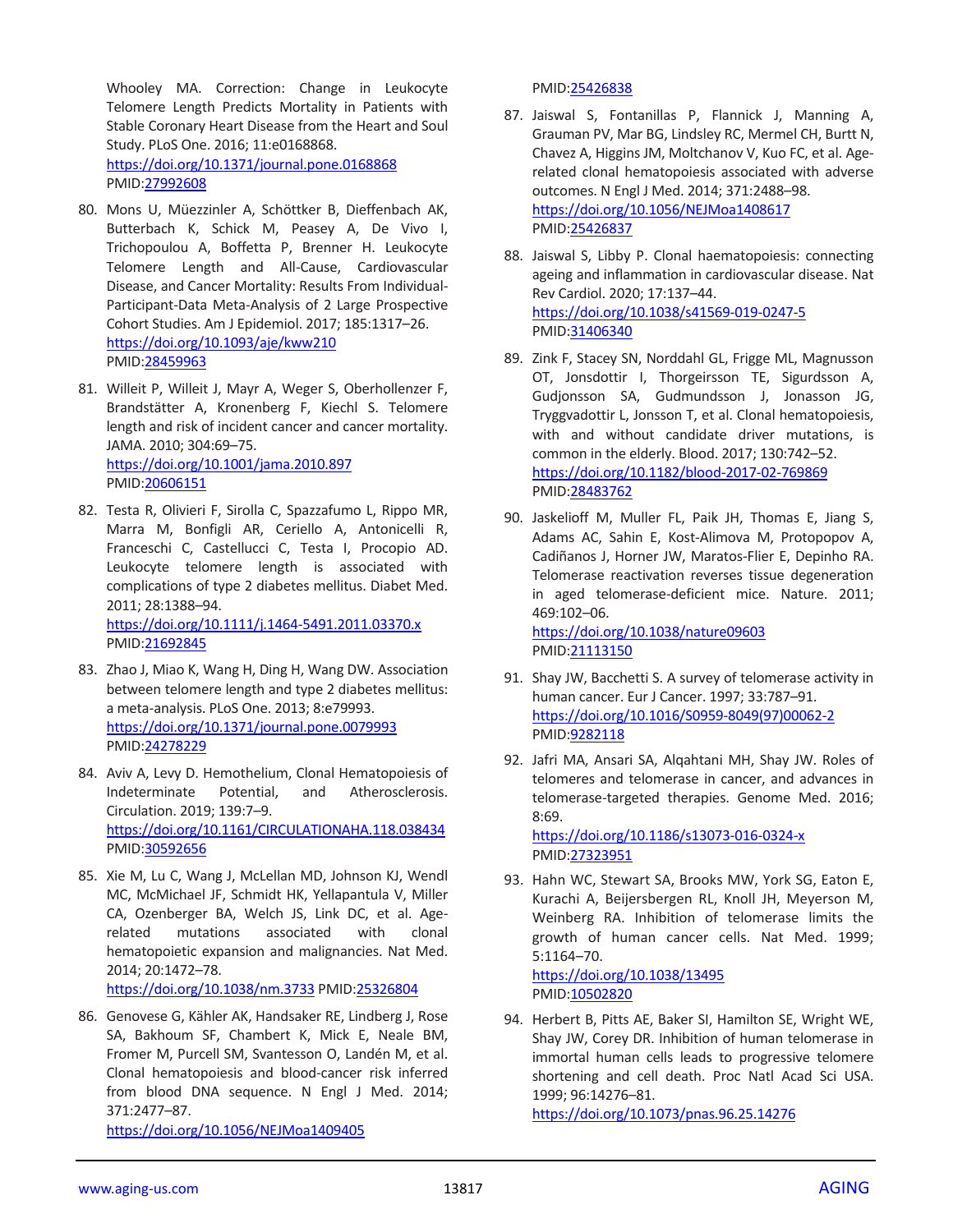Whooley MA. Correction: Change in Leukocyte Telomere Length Predicts Mortality in Patients with Stable Coronary Heart Disease from the Heart and Soul Study. PLoS One. 2016; 11:e0168868. https://doi.org/10.1371/journal.pone.0168868 PMID:27992608

80. Mons U, Müezzinler A, Schöttker B, Dieffenbach AK, Butterbach K, Schick M, Peasey A, De Vivo I, Trichopoulou A, Boffetta P, Brenner H. Leukocyte Telomere Length and All-Cause, Cardiovascular Disease, and Cancer Mortality: Results From Individual-Participant-Data Meta-Analysis of 2 Large Prospective Cohort Studies. Am J Epidemiol. 2017; 185:1317–26. https://doi.org/10.1093/aje/kww210 PMID:28459963

81. Willeit P, Willeit J, Mayr A, Weger S, Oberhollenzer F, Brandstätter A, Kronenberg F, Kiechl S. Telomere length and risk of incident cancer and cancer mortality. JAMA. 2010; 304:69–75. https://doi.org/10.1001/jama.2010.897 PMID:20606151

82. Testa R, Olivieri F, Sirolla C, Spazzafumo L, Rippo MR, Marra M, Bonfigli AR, Ceriello A, Antonicelli R, Franceschi C, Castellucci C, Testa I, Procopio AD. Leukocyte telomere length is associated with complications of type 2 diabetes mellitus. Diabet Med. 2011; 28:1388–94. https://doi.org/10.1111/j.1464-5491.2011.03370.x PMID:21692845

83. Zhao J, Miao K, Wang H, Ding H, Wang DW. Association between telomere length and type 2 diabetes mellitus: a meta-analysis. PLoS One. 2013; 8:e79993. https://doi.org/10.1371/journal.pone.0079993 PMID:24278229

84. Aviv A, Levy D. Hemothelium, Clonal Hematopoiesis of Indeterminate Potential, and Atherosclerosis. Circulation. 2019; 139:7–9. https://doi.org/10.1161/CIRCULATIONAHA.118.038434 PMID:30592656

85. Xie M, Lu C, Wang J, McLellan MD, Johnson KJ, Wendl MC, McMichael JF, Schmidt HK, Yellapantula V, Miller CA, Ozenberger BA, Welch JS, Link DC, et al. Age-related mutations associated with clonal hematopoietic expansion and malignancies. Nat Med. 2014; 20:1472–78. https://doi.org/10.1038/nm.3733 PMID:25326804

86. Genovese G, Kähler AK, Handsaker RE, Lindberg J, Rose SA, Bakhoum SF, Chambert K, Mick E, Neale BM, Fromer M, Purcell SM, Svantesson O, Landén M, et al. Clonal hematopoiesis and blood-cancer risk inferred from blood DNA sequence. N Engl J Med. 2014; 371:2477–87. https://doi.org/10.1056/NEJMoa1409405 PMID:25426838

87. Jaiswal S, Fontanillas P, Flannick J, Manning A, Grauman PV, Mar BG, Lindsley RC, Mermel CH, Burtt N, Chavez A, Higgins JM, Moltchanov V, Kuo FC, et al. Age-related clonal hematopoiesis associated with adverse outcomes. N Engl J Med. 2014; 371:2488–98. https://doi.org/10.1056/NEJMoa1408617 PMID:25426837

88. Jaiswal S, Libby P. Clonal haematopoiesis: connecting ageing and inflammation in cardiovascular disease. Nat Rev Cardiol. 2020; 17:137–44. https://doi.org/10.1038/s41569-019-0247-5 PMID:31406340

89. Zink F, Stacey SN, Norddahl GL, Frigge ML, Magnusson OT, Jonsdottir I, Thorgeirsson TE, Sigurdsson A, Gudjonsson SA, Gudmundsson J, Jonasson JG, Tryggvadottir L, Jonsson T, et al. Clonal hematopoiesis, with and without candidate driver mutations, is common in the elderly. Blood. 2017; 130:742–52. https://doi.org/10.1182/blood-2017-02-769869 PMID:28483762

90. Jaskelioff M, Muller FL, Paik JH, Thomas E, Jiang S, Adams AC, Sahin E, Kost-Alimova M, Protopopov A, Cadiñanos J, Horner JW, Maratos-Flier E, Depinho RA. Telomerase reactivation reverses tissue degeneration in aged telomerase-deficient mice. Nature. 2011; 469:102–06. https://doi.org/10.1038/nature09603 PMID:21113150

91. Shay JW, Bacchetti S. A survey of telomerase activity in human cancer. Eur J Cancer. 1997; 33:787–91. https://doi.org/10.1016/S0959-8049(97)00062-2 PMID:9282118

92. Jafri MA, Ansari SA, Alqahtani MH, Shay JW. Roles of telomeres and telomerase in cancer, and advances in telomerase-targeted therapies. Genome Med. 2016; 8:69. https://doi.org/10.1186/s13073-016-0324-x PMID:27323951

93. Hahn WC, Stewart SA, Brooks MW, York SG, Eaton E, Kurachi A, Beijersbergen RL, Knoll JH, Meyerson M, Weinberg RA. Inhibition of telomerase limits the growth of human cancer cells. Nat Med. 1999; 5:1164–70. https://doi.org/10.1038/13495 PMID:10502820

94. Herbert B, Pitts AE, Baker SI, Hamilton SE, Wright WE, Shay JW, Corey DR. Inhibition of human telomerase in immortal human cells leads to progressive telomere shortening and cell death. Proc Natl Acad Sci USA. 1999; 96:14276–81. https://doi.org/10.1073/pnas.96.25.14276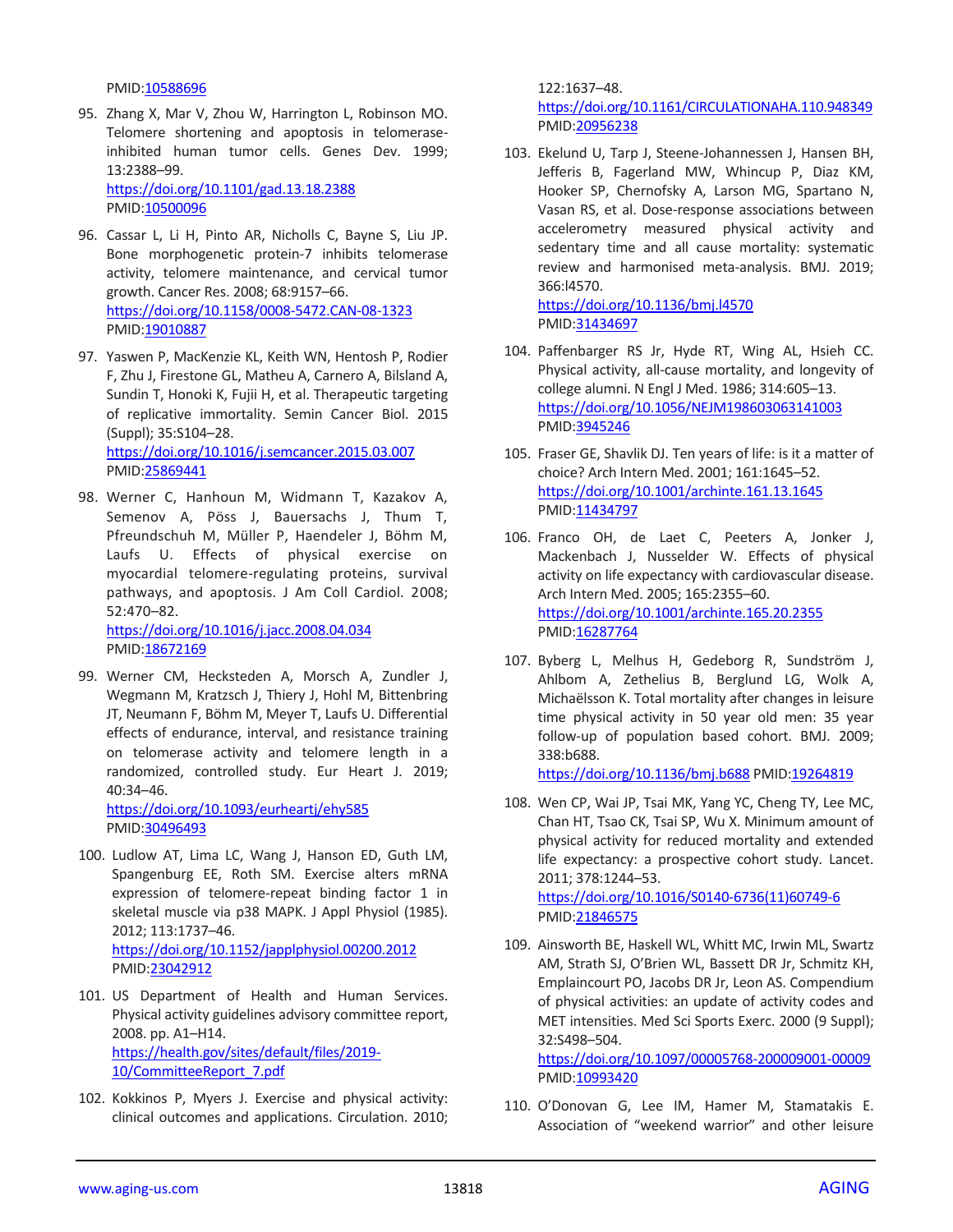PMID:10588696

95. Zhang X, Mar V, Zhou W, Harrington L, Robinson MO. Telomere shortening and apoptosis in telomerase-inhibited human tumor cells. Genes Dev. 1999; 13:2388–99.
https://doi.org/10.1101/gad.13.18.2388
PMID:10500096

96. Cassar L, Li H, Pinto AR, Nicholls C, Bayne S, Liu JP. Bone morphogenetic protein-7 inhibits telomerase activity, telomere maintenance, and cervical tumor growth. Cancer Res. 2008; 68:9157–66.
https://doi.org/10.1158/0008-5472.CAN-08-1323
PMID:19010887

97. Yaswen P, MacKenzie KL, Keith WN, Hentosh P, Rodier F, Zhu J, Firestone GL, Matheu A, Carnero A, Bilsland A, Sundin T, Honoki K, Fujii H, et al. Therapeutic targeting of replicative immortality. Semin Cancer Biol. 2015 (Suppl); 35:S104–28.
https://doi.org/10.1016/j.semcancer.2015.03.007
PMID:25869441

98. Werner C, Hanhoun M, Widmann T, Kazakov A, Semenov A, Pöss J, Bauersachs J, Thum T, Pfreundschuh M, Müller P, Haendeler J, Böhm M, Laufs U. Effects of physical exercise on myocardial telomere-regulating proteins, survival pathways, and apoptosis. J Am Coll Cardiol. 2008; 52:470–82.
https://doi.org/10.1016/j.jacc.2008.04.034
PMID:18672169

99. Werner CM, Hecksteden A, Morsch A, Zundler J, Wegmann M, Kratzsch J, Thiery J, Hohl M, Bittenbring JT, Neumann F, Böhm M, Meyer T, Laufs U. Differential effects of endurance, interval, and resistance training on telomerase activity and telomere length in a randomized, controlled study. Eur Heart J. 2019; 40:34–46.
https://doi.org/10.1093/eurheartj/ehy585
PMID:30496493

100. Ludlow AT, Lima LC, Wang J, Hanson ED, Guth LM, Spangenburg EE, Roth SM. Exercise alters mRNA expression of telomere-repeat binding factor 1 in skeletal muscle via p38 MAPK. J Appl Physiol (1985). 2012; 113:1737–46.
https://doi.org/10.1152/japplphysiol.00200.2012
PMID:23042912

101. US Department of Health and Human Services. Physical activity guidelines advisory committee report, 2008. pp. A1–H14.
https://health.gov/sites/default/files/2019-10/CommitteeReport_7.pdf

102. Kokkinos P, Myers J. Exercise and physical activity: clinical outcomes and applications. Circulation. 2010; 122:1637–48.
https://doi.org/10.1161/CIRCULATIONAHA.110.948349
PMID:20956238

103. Ekelund U, Tarp J, Steene-Johannessen J, Hansen BH, Jefferis B, Fagerland MW, Whincup P, Diaz KM, Hooker SP, Chernofsky A, Larson MG, Spartano N, Vasan RS, et al. Dose-response associations between accelerometry measured physical activity and sedentary time and all cause mortality: systematic review and harmonised meta-analysis. BMJ. 2019; 366:l4570.
https://doi.org/10.1136/bmj.l4570
PMID:31434697

104. Paffenbarger RS Jr, Hyde RT, Wing AL, Hsieh CC. Physical activity, all-cause mortality, and longevity of college alumni. N Engl J Med. 1986; 314:605–13.
https://doi.org/10.1056/NEJM198603063141003
PMID:3945246

105. Fraser GE, Shavlik DJ. Ten years of life: is it a matter of choice? Arch Intern Med. 2001; 161:1645–52.
https://doi.org/10.1001/archinte.161.13.1645
PMID:11434797

106. Franco OH, de Laet C, Peeters A, Jonker J, Mackenbach J, Nusselder W. Effects of physical activity on life expectancy with cardiovascular disease. Arch Intern Med. 2005; 165:2355–60.
https://doi.org/10.1001/archinte.165.20.2355
PMID:16287764

107. Byberg L, Melhus H, Gedeborg R, Sundström J, Ahlbom A, Zethelius B, Berglund LG, Wolk A, Michaëlsson K. Total mortality after changes in leisure time physical activity in 50 year old men: 35 year follow-up of population based cohort. BMJ. 2009; 338:b688.
https://doi.org/10.1136/bmj.b688 PMID:19264819

108. Wen CP, Wai JP, Tsai MK, Yang YC, Cheng TY, Lee MC, Chan HT, Tsao CK, Tsai SP, Wu X. Minimum amount of physical activity for reduced mortality and extended life expectancy: a prospective cohort study. Lancet. 2011; 378:1244–53.
https://doi.org/10.1016/S0140-6736(11)60749-6
PMID:21846575

109. Ainsworth BE, Haskell WL, Whitt MC, Irwin ML, Swartz AM, Strath SJ, O'Brien WL, Bassett DR Jr, Schmitz KH, Emplaincourt PO, Jacobs DR Jr, Leon AS. Compendium of physical activities: an update of activity codes and MET intensities. Med Sci Sports Exerc. 2000 (9 Suppl); 32:S498–504.
https://doi.org/10.1097/00005768-200009001-00009
PMID:10993420

110. O'Donovan G, Lee IM, Hamer M, Stamatakis E. Association of "weekend warrior" and other leisure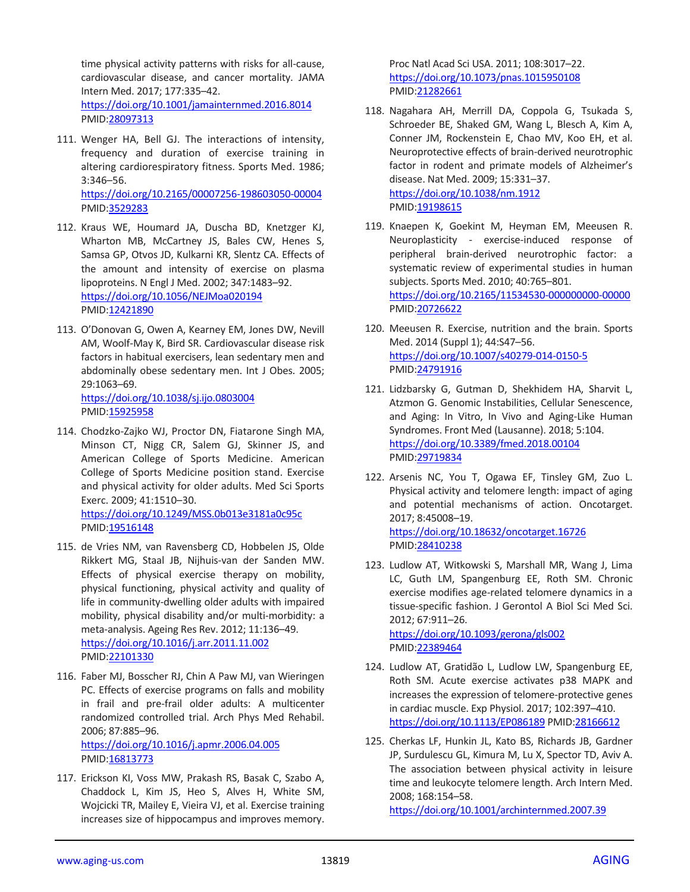time physical activity patterns with risks for all-cause, cardiovascular disease, and cancer mortality. JAMA Intern Med. 2017; 177:335–42.
https://doi.org/10.1001/jamainternmed.2016.8014
PMID:28097313

111. Wenger HA, Bell GJ. The interactions of intensity, frequency and duration of exercise training in altering cardiorespiratory fitness. Sports Med. 1986; 3:346–56.
https://doi.org/10.2165/00007256-198603050-00004
PMID:3529283

112. Kraus WE, Houmard JA, Duscha BD, Knetzger KJ, Wharton MB, McCartney JS, Bales CW, Henes S, Samsa GP, Otvos JD, Kulkarni KR, Slentz CA. Effects of the amount and intensity of exercise on plasma lipoproteins. N Engl J Med. 2002; 347:1483–92.
https://doi.org/10.1056/NEJMoa020194
PMID:12421890

113. O'Donovan G, Owen A, Kearney EM, Jones DW, Nevill AM, Woolf-May K, Bird SR. Cardiovascular disease risk factors in habitual exercisers, lean sedentary men and abdominally obese sedentary men. Int J Obes. 2005; 29:1063–69.
https://doi.org/10.1038/sj.ijo.0803004
PMID:15925958

114. Chodzko-Zajko WJ, Proctor DN, Fiatarone Singh MA, Minson CT, Nigg CR, Salem GJ, Skinner JS, and American College of Sports Medicine. American College of Sports Medicine position stand. Exercise and physical activity for older adults. Med Sci Sports Exerc. 2009; 41:1510–30.
https://doi.org/10.1249/MSS.0b013e3181a0c95c
PMID:19516148

115. de Vries NM, van Ravensberg CD, Hobbelen JS, Olde Rikkert MG, Staal JB, Nijhuis-van der Sanden MW. Effects of physical exercise therapy on mobility, physical functioning, physical activity and quality of life in community-dwelling older adults with impaired mobility, physical disability and/or multi-morbidity: a meta-analysis. Ageing Res Rev. 2012; 11:136–49.
https://doi.org/10.1016/j.arr.2011.11.002
PMID:22101330

116. Faber MJ, Bosscher RJ, Chin A Paw MJ, van Wieringen PC. Effects of exercise programs on falls and mobility in frail and pre-frail older adults: A multicenter randomized controlled trial. Arch Phys Med Rehabil. 2006; 87:885–96.
https://doi.org/10.1016/j.apmr.2006.04.005
PMID:16813773

117. Erickson KI, Voss MW, Prakash RS, Basak C, Szabo A, Chaddock L, Kim JS, Heo S, Alves H, White SM, Wojcicki TR, Mailey E, Vieira VJ, et al. Exercise training increases size of hippocampus and improves memory. Proc Natl Acad Sci USA. 2011; 108:3017–22.
https://doi.org/10.1073/pnas.1015950108
PMID:21282661

118. Nagahara AH, Merrill DA, Coppola G, Tsukada S, Schroeder BE, Shaked GM, Wang L, Blesch A, Kim A, Conner JM, Rockenstein E, Chao MV, Koo EH, et al. Neuroprotective effects of brain-derived neurotrophic factor in rodent and primate models of Alzheimer's disease. Nat Med. 2009; 15:331–37.
https://doi.org/10.1038/nm.1912
PMID:19198615

119. Knaepen K, Goekint M, Heyman EM, Meeusen R. Neuroplasticity - exercise-induced response of peripheral brain-derived neurotrophic factor: a systematic review of experimental studies in human subjects. Sports Med. 2010; 40:765–801.
https://doi.org/10.2165/11534530-000000000-00000
PMID:20726622

120. Meeusen R. Exercise, nutrition and the brain. Sports Med. 2014 (Suppl 1); 44:S47–56.
https://doi.org/10.1007/s40279-014-0150-5
PMID:24791916

121. Lidzbarsky G, Gutman D, Shekhidem HA, Sharvit L, Atzmon G. Genomic Instabilities, Cellular Senescence, and Aging: In Vitro, In Vivo and Aging-Like Human Syndromes. Front Med (Lausanne). 2018; 5:104.
https://doi.org/10.3389/fmed.2018.00104
PMID:29719834

122. Arsenis NC, You T, Ogawa EF, Tinsley GM, Zuo L. Physical activity and telomere length: impact of aging and potential mechanisms of action. Oncotarget. 2017; 8:45008–19.
https://doi.org/10.18632/oncotarget.16726
PMID:28410238

123. Ludlow AT, Witkowski S, Marshall MR, Wang J, Lima LC, Guth LM, Spangenburg EE, Roth SM. Chronic exercise modifies age-related telomere dynamics in a tissue-specific fashion. J Gerontol A Biol Sci Med Sci. 2012; 67:911–26.
https://doi.org/10.1093/gerona/gls002
PMID:22389464

124. Ludlow AT, Gratidão L, Ludlow LW, Spangenburg EE, Roth SM. Acute exercise activates p38 MAPK and increases the expression of telomere-protective genes in cardiac muscle. Exp Physiol. 2017; 102:397–410.
https://doi.org/10.1113/EP086189 PMID:28166612

125. Cherkas LF, Hunkin JL, Kato BS, Richards JB, Gardner JP, Surdulescu GL, Kimura M, Lu X, Spector TD, Aviv A. The association between physical activity in leisure time and leukocyte telomere length. Arch Intern Med. 2008; 168:154–58.
https://doi.org/10.1001/archinternmed.2007.39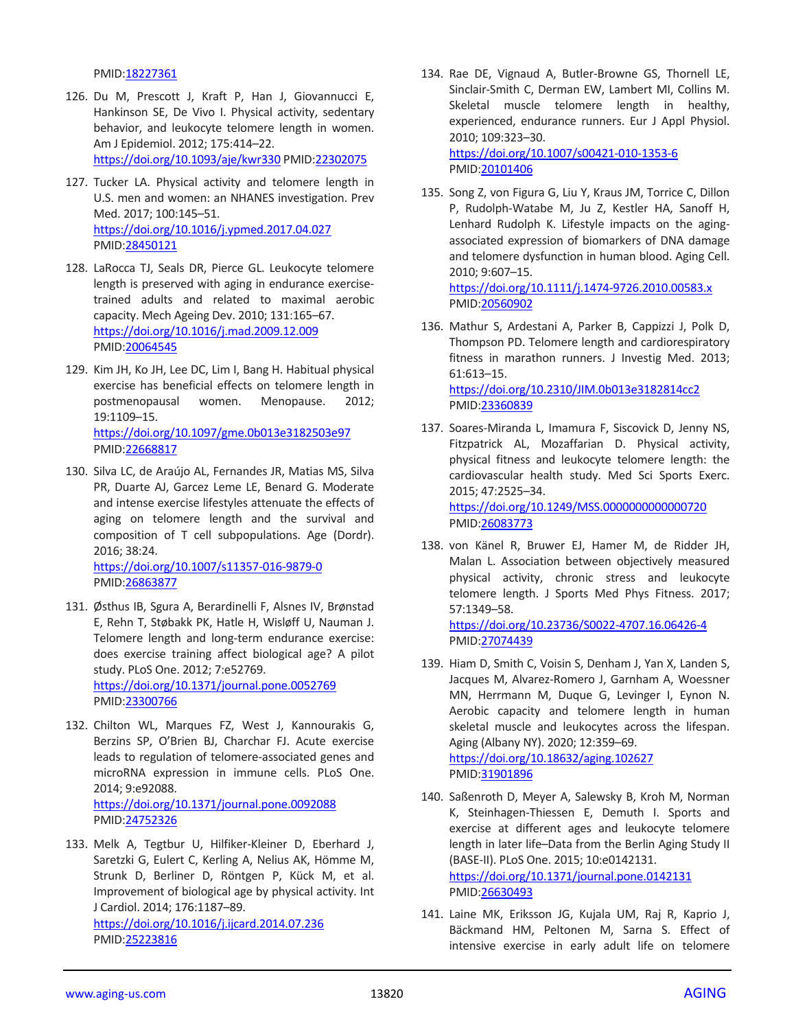PMID:18227361

126. Du M, Prescott J, Kraft P, Han J, Giovannucci E, Hankinson SE, De Vivo I. Physical activity, sedentary behavior, and leukocyte telomere length in women. Am J Epidemiol. 2012; 175:414–22. https://doi.org/10.1093/aje/kwr330 PMID:22302075

127. Tucker LA. Physical activity and telomere length in U.S. men and women: an NHANES investigation. Prev Med. 2017; 100:145–51. https://doi.org/10.1016/j.ypmed.2017.04.027 PMID:28450121

128. LaRocca TJ, Seals DR, Pierce GL. Leukocyte telomere length is preserved with aging in endurance exercise-trained adults and related to maximal aerobic capacity. Mech Ageing Dev. 2010; 131:165–67. https://doi.org/10.1016/j.mad.2009.12.009 PMID:20064545

129. Kim JH, Ko JH, Lee DC, Lim I, Bang H. Habitual physical exercise has beneficial effects on telomere length in postmenopausal women. Menopause. 2012; 19:1109–15. https://doi.org/10.1097/gme.0b013e3182503e97 PMID:22668817

130. Silva LC, de Araújo AL, Fernandes JR, Matias MS, Silva PR, Duarte AJ, Garcez Leme LE, Benard G. Moderate and intense exercise lifestyles attenuate the effects of aging on telomere length and the survival and composition of T cell subpopulations. Age (Dordr). 2016; 38:24. https://doi.org/10.1007/s11357-016-9879-0 PMID:26863877

131. Østhus IB, Sgura A, Berardinelli F, Alsnes IV, Brønstad E, Rehn T, Støbakk PK, Hatle H, Wisløff U, Nauman J. Telomere length and long-term endurance exercise: does exercise training affect biological age? A pilot study. PLoS One. 2012; 7:e52769. https://doi.org/10.1371/journal.pone.0052769 PMID:23300766

132. Chilton WL, Marques FZ, West J, Kannourakis G, Berzins SP, O'Brien BJ, Charchar FJ. Acute exercise leads to regulation of telomere-associated genes and microRNA expression in immune cells. PLoS One. 2014; 9:e92088. https://doi.org/10.1371/journal.pone.0092088 PMID:24752326

133. Melk A, Tegtbur U, Hilfiker-Kleiner D, Eberhard J, Saretzki G, Eulert C, Kerling A, Nelius AK, Hömme M, Strunk D, Berliner D, Röntgen P, Kück M, et al. Improvement of biological age by physical activity. Int J Cardiol. 2014; 176:1187–89. https://doi.org/10.1016/j.ijcard.2014.07.236 PMID:25223816

134. Rae DE, Vignaud A, Butler-Browne GS, Thornell LE, Sinclair-Smith C, Derman EW, Lambert MI, Collins M. Skeletal muscle telomere length in healthy, experienced, endurance runners. Eur J Appl Physiol. 2010; 109:323–30. https://doi.org/10.1007/s00421-010-1353-6 PMID:20101406

135. Song Z, von Figura G, Liu Y, Kraus JM, Torrice C, Dillon P, Rudolph-Watabe M, Ju Z, Kestler HA, Sanoff H, Lenhard Rudolph K. Lifestyle impacts on the aging-associated expression of biomarkers of DNA damage and telomere dysfunction in human blood. Aging Cell. 2010; 9:607–15. https://doi.org/10.1111/j.1474-9726.2010.00583.x PMID:20560902

136. Mathur S, Ardestani A, Parker B, Cappizzi J, Polk D, Thompson PD. Telomere length and cardiorespiratory fitness in marathon runners. J Investig Med. 2013; 61:613–15. https://doi.org/10.2310/JIM.0b013e3182814cc2 PMID:23360839

137. Soares-Miranda L, Imamura F, Siscovick D, Jenny NS, Fitzpatrick AL, Mozaffarian D. Physical activity, physical fitness and leukocyte telomere length: the cardiovascular health study. Med Sci Sports Exerc. 2015; 47:2525–34. https://doi.org/10.1249/MSS.0000000000000720 PMID:26083773

138. von Känel R, Bruwer EJ, Hamer M, de Ridder JH, Malan L. Association between objectively measured physical activity, chronic stress and leukocyte telomere length. J Sports Med Phys Fitness. 2017; 57:1349–58. https://doi.org/10.23736/S0022-4707.16.06426-4 PMID:27074439

139. Hiam D, Smith C, Voisin S, Denham J, Yan X, Landen S, Jacques M, Alvarez-Romero J, Garnham A, Woessner MN, Herrmann M, Duque G, Levinger I, Eynon N. Aerobic capacity and telomere length in human skeletal muscle and leukocytes across the lifespan. Aging (Albany NY). 2020; 12:359–69. https://doi.org/10.18632/aging.102627 PMID:31901896

140. Saßenroth D, Meyer A, Salewsky B, Kroh M, Norman K, Steinhagen-Thiessen E, Demuth I. Sports and exercise at different ages and leukocyte telomere length in later life–Data from the Berlin Aging Study II (BASE-II). PLoS One. 2015; 10:e0142131. https://doi.org/10.1371/journal.pone.0142131 PMID:26630493

141. Laine MK, Eriksson JG, Kujala UM, Raj R, Kaprio J, Bäckmand HM, Peltonen M, Sarna S. Effect of intensive exercise in early adult life on telomere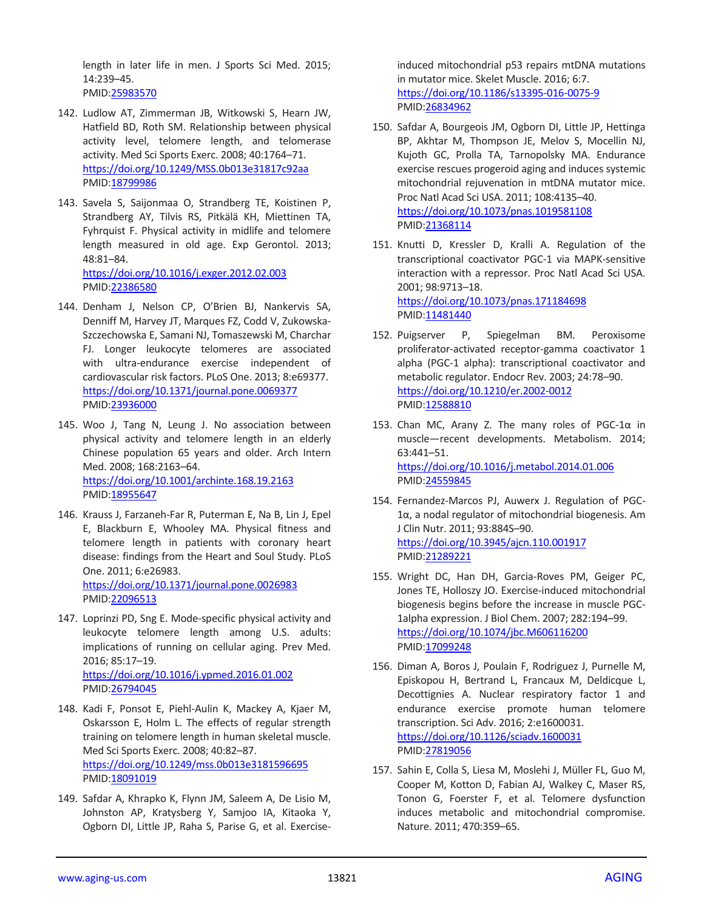length in later life in men. J Sports Sci Med. 2015; 14:239–45.
PMID:25983570

142. Ludlow AT, Zimmerman JB, Witkowski S, Hearn JW, Hatfield BD, Roth SM. Relationship between physical activity level, telomere length, and telomerase activity. Med Sci Sports Exerc. 2008; 40:1764–71.
https://doi.org/10.1249/MSS.0b013e31817c92aa
PMID:18799986

143. Savela S, Saijonmaa O, Strandberg TE, Koistinen P, Strandberg AY, Tilvis RS, Pitkälä KH, Miettinen TA, Fyhrquist F. Physical activity in midlife and telomere length measured in old age. Exp Gerontol. 2013; 48:81–84.
https://doi.org/10.1016/j.exger.2012.02.003
PMID:22386580

144. Denham J, Nelson CP, O'Brien BJ, Nankervis SA, Denniff M, Harvey JT, Marques FZ, Codd V, Zukowska-Szczechowska E, Samani NJ, Tomaszewski M, Charchar FJ. Longer leukocyte telomeres are associated with ultra-endurance exercise independent of cardiovascular risk factors. PLoS One. 2013; 8:e69377.
https://doi.org/10.1371/journal.pone.0069377
PMID:23936000

145. Woo J, Tang N, Leung J. No association between physical activity and telomere length in an elderly Chinese population 65 years and older. Arch Intern Med. 2008; 168:2163–64.
https://doi.org/10.1001/archinte.168.19.2163
PMID:18955647

146. Krauss J, Farzaneh-Far R, Puterman E, Na B, Lin J, Epel E, Blackburn E, Whooley MA. Physical fitness and telomere length in patients with coronary heart disease: findings from the Heart and Soul Study. PLoS One. 2011; 6:e26983.
https://doi.org/10.1371/journal.pone.0026983
PMID:22096513

147. Loprinzi PD, Sng E. Mode-specific physical activity and leukocyte telomere length among U.S. adults: implications of running on cellular aging. Prev Med. 2016; 85:17–19.
https://doi.org/10.1016/j.ypmed.2016.01.002
PMID:26794045

148. Kadi F, Ponsot E, Piehl-Aulin K, Mackey A, Kjaer M, Oskarsson E, Holm L. The effects of regular strength training on telomere length in human skeletal muscle. Med Sci Sports Exerc. 2008; 40:82–87.
https://doi.org/10.1249/mss.0b013e3181596695
PMID:18091019

149. Safdar A, Khrapko K, Flynn JM, Saleem A, De Lisio M, Johnston AP, Kratysberg Y, Samjoo IA, Kitaoka Y, Ogborn DI, Little JP, Raha S, Parise G, et al. Exercise-induced mitochondrial p53 repairs mtDNA mutations in mutator mice. Skelet Muscle. 2016; 6:7.
https://doi.org/10.1186/s13395-016-0075-9
PMID:26834962

150. Safdar A, Bourgeois JM, Ogborn DI, Little JP, Hettinga BP, Akhtar M, Thompson JE, Melov S, Mocellin NJ, Kujoth GC, Prolla TA, Tarnopolsky MA. Endurance exercise rescues progeroid aging and induces systemic mitochondrial rejuvenation in mtDNA mutator mice. Proc Natl Acad Sci USA. 2011; 108:4135–40.
https://doi.org/10.1073/pnas.1019581108
PMID:21368114

151. Knutti D, Kressler D, Kralli A. Regulation of the transcriptional coactivator PGC-1 via MAPK-sensitive interaction with a repressor. Proc Natl Acad Sci USA. 2001; 98:9713–18.
https://doi.org/10.1073/pnas.171184698
PMID:11481440

152. Puigserver P, Spiegelman BM. Peroxisome proliferator-activated receptor-gamma coactivator 1 alpha (PGC-1 alpha): transcriptional coactivator and metabolic regulator. Endocr Rev. 2003; 24:78–90.
https://doi.org/10.1210/er.2002-0012
PMID:12588810

153. Chan MC, Arany Z. The many roles of PGC-1α in muscle—recent developments. Metabolism. 2014; 63:441–51.
https://doi.org/10.1016/j.metabol.2014.01.006
PMID:24559845

154. Fernandez-Marcos PJ, Auwerx J. Regulation of PGC-1α, a nodal regulator of mitochondrial biogenesis. Am J Clin Nutr. 2011; 93:884S–90.
https://doi.org/10.3945/ajcn.110.001917
PMID:21289221

155. Wright DC, Han DH, Garcia-Roves PM, Geiger PC, Jones TE, Holloszy JO. Exercise-induced mitochondrial biogenesis begins before the increase in muscle PGC-1alpha expression. J Biol Chem. 2007; 282:194–99.
https://doi.org/10.1074/jbc.M606116200
PMID:17099248

156. Diman A, Boros J, Poulain F, Rodriguez J, Purnelle M, Episkopou H, Bertrand L, Francaux M, Deldicque L, Decottignies A. Nuclear respiratory factor 1 and endurance exercise promote human telomere transcription. Sci Adv. 2016; 2:e1600031.
https://doi.org/10.1126/sciadv.1600031
PMID:27819056

157. Sahin E, Colla S, Liesa M, Moslehi J, Müller FL, Guo M, Cooper M, Kotton D, Fabian AJ, Walkey C, Maser RS, Tonon G, Foerster F, et al. Telomere dysfunction induces metabolic and mitochondrial compromise. Nature. 2011; 470:359–65.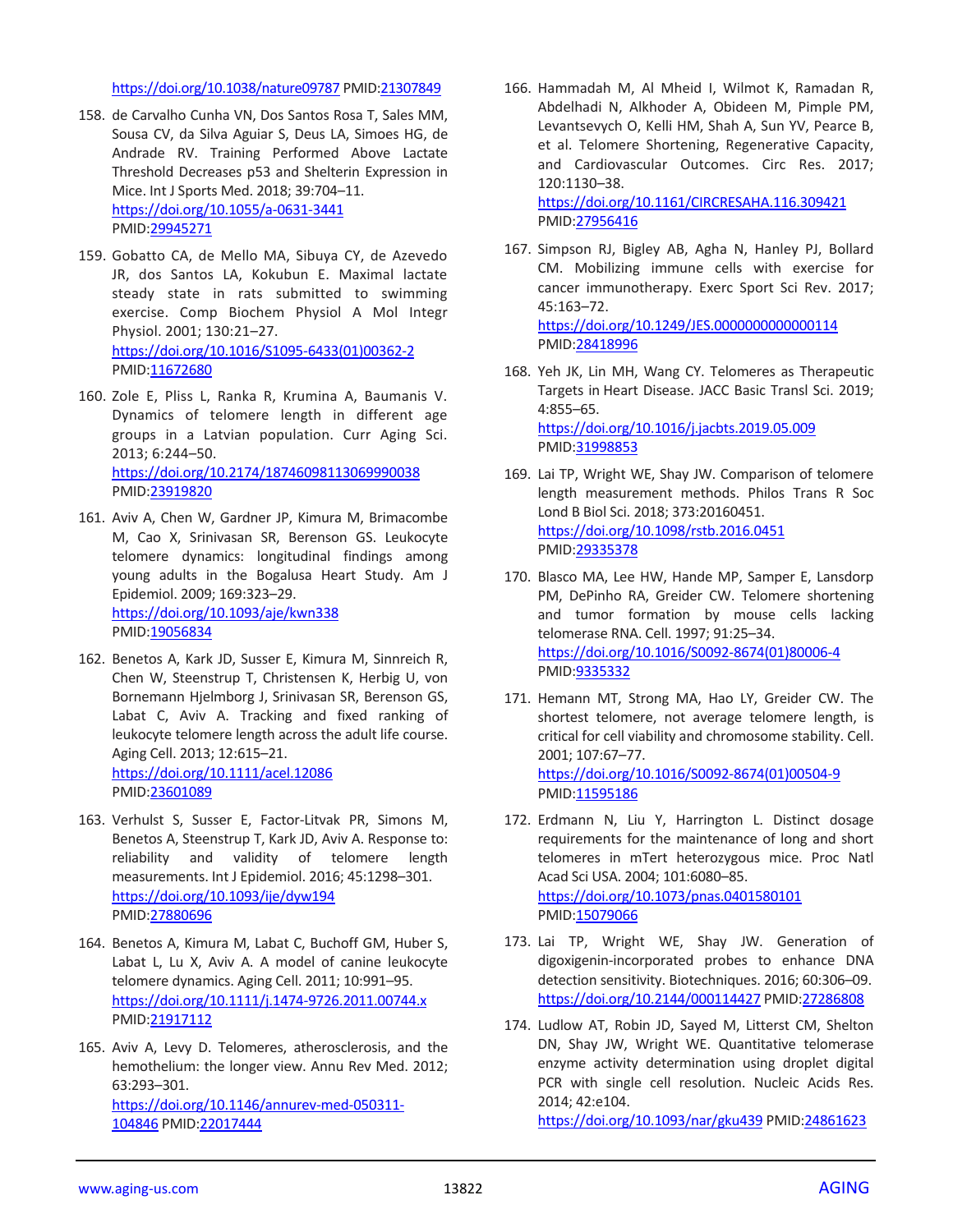https://doi.org/10.1038/nature09787 PMID:21307849

158. de Carvalho Cunha VN, Dos Santos Rosa T, Sales MM, Sousa CV, da Silva Aguiar S, Deus LA, Simoes HG, de Andrade RV. Training Performed Above Lactate Threshold Decreases p53 and Shelterin Expression in Mice. Int J Sports Med. 2018; 39:704–11. https://doi.org/10.1055/a-0631-3441 PMID:29945271

159. Gobatto CA, de Mello MA, Sibuya CY, de Azevedo JR, dos Santos LA, Kokubun E. Maximal lactate steady state in rats submitted to swimming exercise. Comp Biochem Physiol A Mol Integr Physiol. 2001; 130:21–27. https://doi.org/10.1016/S1095-6433(01)00362-2 PMID:11672680

160. Zole E, Pliss L, Ranka R, Krumina A, Baumanis V. Dynamics of telomere length in different age groups in a Latvian population. Curr Aging Sci. 2013; 6:244–50. https://doi.org/10.2174/18746098113069990038 PMID:23919820

161. Aviv A, Chen W, Gardner JP, Kimura M, Brimacombe M, Cao X, Srinivasan SR, Berenson GS. Leukocyte telomere dynamics: longitudinal findings among young adults in the Bogalusa Heart Study. Am J Epidemiol. 2009; 169:323–29. https://doi.org/10.1093/aje/kwn338 PMID:19056834

162. Benetos A, Kark JD, Susser E, Kimura M, Sinnreich R, Chen W, Steenstrup T, Christensen K, Herbig U, von Bornemann Hjelmborg J, Srinivasan SR, Berenson GS, Labat C, Aviv A. Tracking and fixed ranking of leukocyte telomere length across the adult life course. Aging Cell. 2013; 12:615–21. https://doi.org/10.1111/acel.12086 PMID:23601089

163. Verhulst S, Susser E, Factor-Litvak PR, Simons M, Benetos A, Steenstrup T, Kark JD, Aviv A. Response to: reliability and validity of telomere length measurements. Int J Epidemiol. 2016; 45:1298–301. https://doi.org/10.1093/ije/dyw194 PMID:27880696

164. Benetos A, Kimura M, Labat C, Buchoff GM, Huber S, Labat L, Lu X, Aviv A. A model of canine leukocyte telomere dynamics. Aging Cell. 2011; 10:991–95. https://doi.org/10.1111/j.1474-9726.2011.00744.x PMID:21917112

165. Aviv A, Levy D. Telomeres, atherosclerosis, and the hemothelium: the longer view. Annu Rev Med. 2012; 63:293–301. https://doi.org/10.1146/annurev-med-050311-104846 PMID:22017444

166. Hammadah M, Al Mheid I, Wilmot K, Ramadan R, Abdelhadi N, Alkhoder A, Obideen M, Pimple PM, Levantsevych O, Kelli HM, Shah A, Sun YV, Pearce B, et al. Telomere Shortening, Regenerative Capacity, and Cardiovascular Outcomes. Circ Res. 2017; 120:1130–38. https://doi.org/10.1161/CIRCRESAHA.116.309421 PMID:27956416

167. Simpson RJ, Bigley AB, Agha N, Hanley PJ, Bollard CM. Mobilizing immune cells with exercise for cancer immunotherapy. Exerc Sport Sci Rev. 2017; 45:163–72. https://doi.org/10.1249/JES.0000000000000114 PMID:28418996

168. Yeh JK, Lin MH, Wang CY. Telomeres as Therapeutic Targets in Heart Disease. JACC Basic Transl Sci. 2019; 4:855–65. https://doi.org/10.1016/j.jacbts.2019.05.009 PMID:31998853

169. Lai TP, Wright WE, Shay JW. Comparison of telomere length measurement methods. Philos Trans R Soc Lond B Biol Sci. 2018; 373:20160451. https://doi.org/10.1098/rstb.2016.0451 PMID:29335378

170. Blasco MA, Lee HW, Hande MP, Samper E, Lansdorp PM, DePinho RA, Greider CW. Telomere shortening and tumor formation by mouse cells lacking telomerase RNA. Cell. 1997; 91:25–34. https://doi.org/10.1016/S0092-8674(01)80006-4 PMID:9335332

171. Hemann MT, Strong MA, Hao LY, Greider CW. The shortest telomere, not average telomere length, is critical for cell viability and chromosome stability. Cell. 2001; 107:67–77. https://doi.org/10.1016/S0092-8674(01)00504-9 PMID:11595186

172. Erdmann N, Liu Y, Harrington L. Distinct dosage requirements for the maintenance of long and short telomeres in mTert heterozygous mice. Proc Natl Acad Sci USA. 2004; 101:6080–85. https://doi.org/10.1073/pnas.0401580101 PMID:15079066

173. Lai TP, Wright WE, Shay JW. Generation of digoxigenin-incorporated probes to enhance DNA detection sensitivity. Biotechniques. 2016; 60:306–09. https://doi.org/10.2144/000114427 PMID:27286808

174. Ludlow AT, Robin JD, Sayed M, Litterst CM, Shelton DN, Shay JW, Wright WE. Quantitative telomerase enzyme activity determination using droplet digital PCR with single cell resolution. Nucleic Acids Res. 2014; 42:e104. https://doi.org/10.1093/nar/gku439 PMID:24861623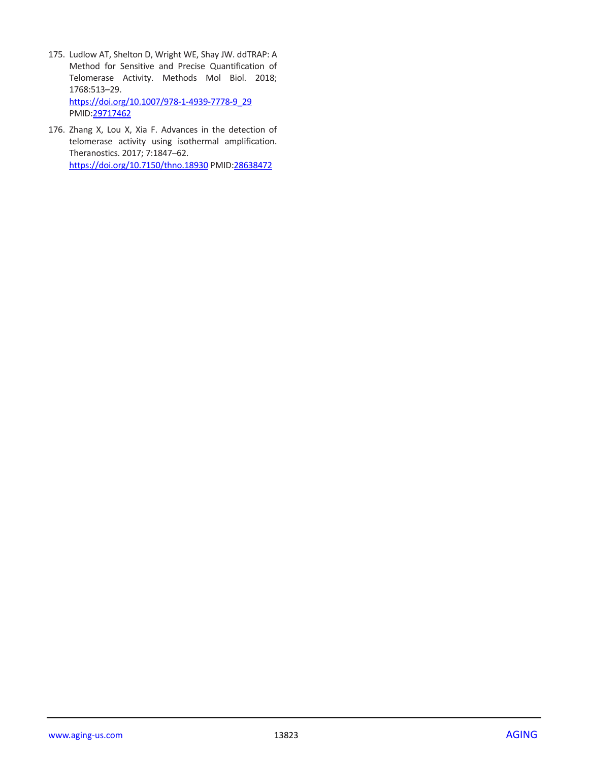175. Ludlow AT, Shelton D, Wright WE, Shay JW. ddTRAP: A Method for Sensitive and Precise Quantification of Telomerase Activity. Methods Mol Biol. 2018; 1768:513–29.
https://doi.org/10.1007/978-1-4939-7778-9_29
PMID:29717462

176. Zhang X, Lou X, Xia F. Advances in the detection of telomerase activity using isothermal amplification. Theranostics. 2017; 7:1847–62.
https://doi.org/10.7150/thno.18930 PMID:28638472